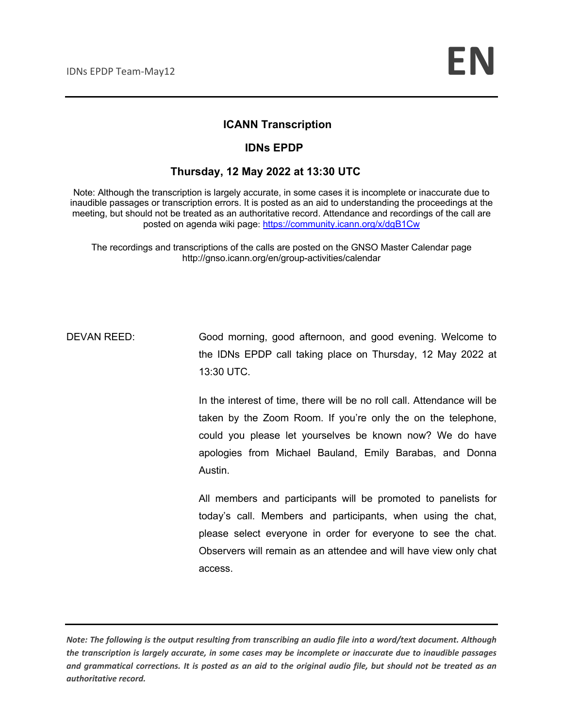# ICANN Transcription

## IDNs EPDP

### Thursday, 12 May 2022 at 13:30 UTC

Note: Although the transcription is largely accurate, in some cases it is incomplete or inaccurate due to inaudible passages or transcription errors. It is posted as an aid to understanding the proceedings at the meeting, but should not be treated as an authoritative record. Attendance and recordings of the call are posted on agenda wiki page: https://community.icann.org/x/dgB1Cw

The recordings and transcriptions of the calls are posted on the GNSO Master Calendar page http://gnso.icann.org/en/group-activities/calendar

DEVAN REED: Good morning, good afternoon, and good evening. Welcome to the IDNs EPDP call taking place on Thursday, 12 May 2022 at 13:30 UTC.

In the interest of time, there will be no roll call. Attendance will be taken by the Zoom Room. If you're only the on the telephone, could you please let yourselves be known now? We do have apologies from Michael Bauland, Emily Barabas, and Donna Austin.

All members and participants will be promoted to panelists for today's call. Members and participants, when using the chat, please select everyone in order for everyone to see the chat. Observers will remain as an attendee and will have view only chat access.

*Note: The following is the output resulting from transcribing an audio file into a word/text document. Although the transcription is largely accurate, in some cases may be incomplete or inaccurate due to inaudible passages and grammatical corrections. It is posted as an aid to the original audio file, but should not be treated as an authoritative record.*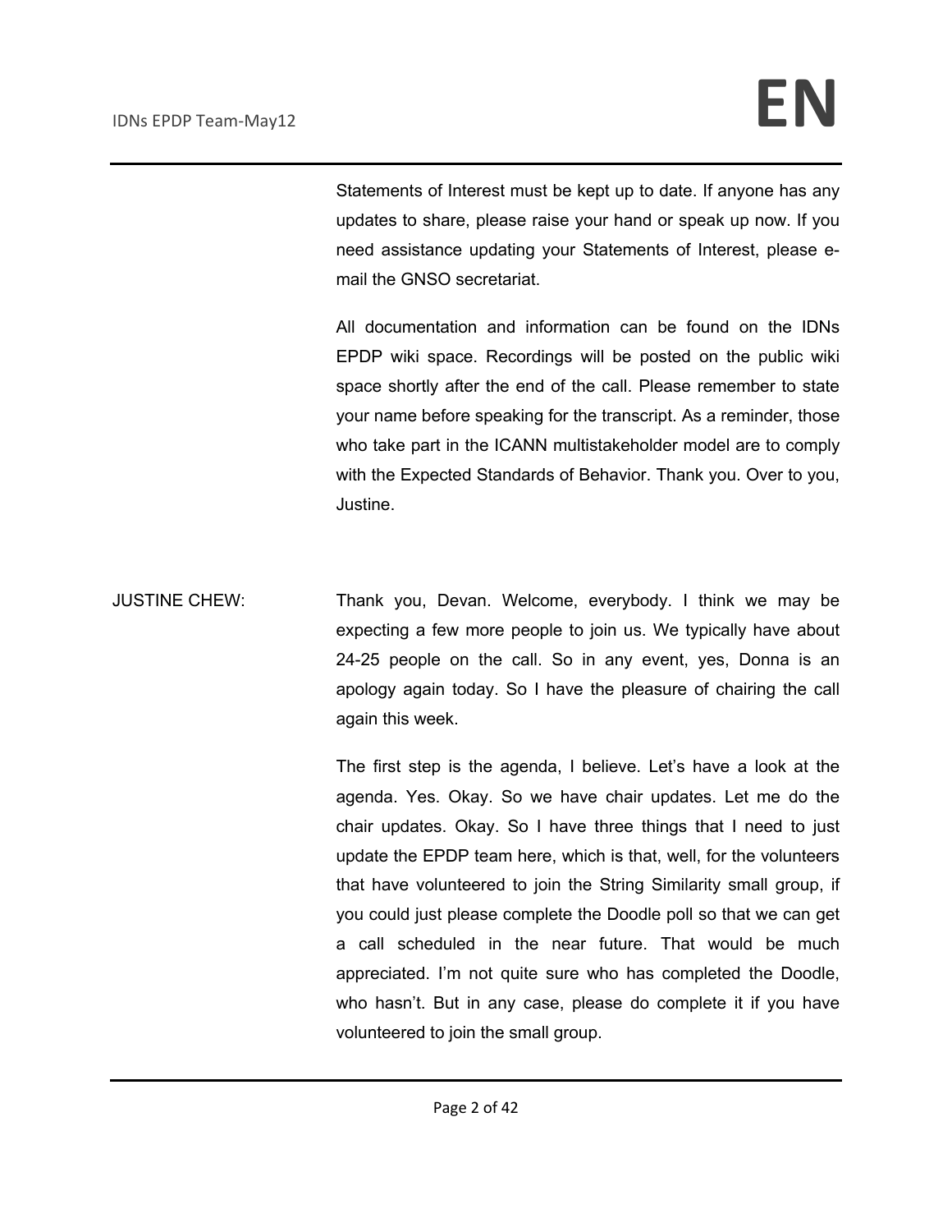Statements of Interest must be kept up to date. If anyone has any updates to share, please raise your hand or speak up now. If you need assistance updating your Statements of Interest, please e-mail the GNSO secretariat.

All documentation and information can be found on the IDNs EPDP wiki space. Recordings will be posted on the public wiki space shortly after the end of the call. Please remember to state your name before speaking for the transcript. As a reminder, those who take part in the ICANN multistakeholder model are to comply with the Expected Standards of Behavior. Thank you. Over to you, Justine.

JUSTINE CHEW: Thank you, Devan. Welcome, everybody. I think we may be expecting a few more people to join us. We typically have about 24-25 people on the call. So in any event, yes, Donna is an apology again today. So I have the pleasure of chairing the call again this week.

The first step is the agenda, I believe. Let's have a look at the agenda. Yes. Okay. So we have chair updates. Let me do the chair updates. Okay. So I have three things that I need to just update the EPDP team here, which is that, well, for the volunteers that have volunteered to join the String Similarity small group, if you could just please complete the Doodle poll so that we can get a call scheduled in the near future. That would be much appreciated. I'm not quite sure who has completed the Doodle, who hasn't. But in any case, please do complete it if you have volunteered to join the small group.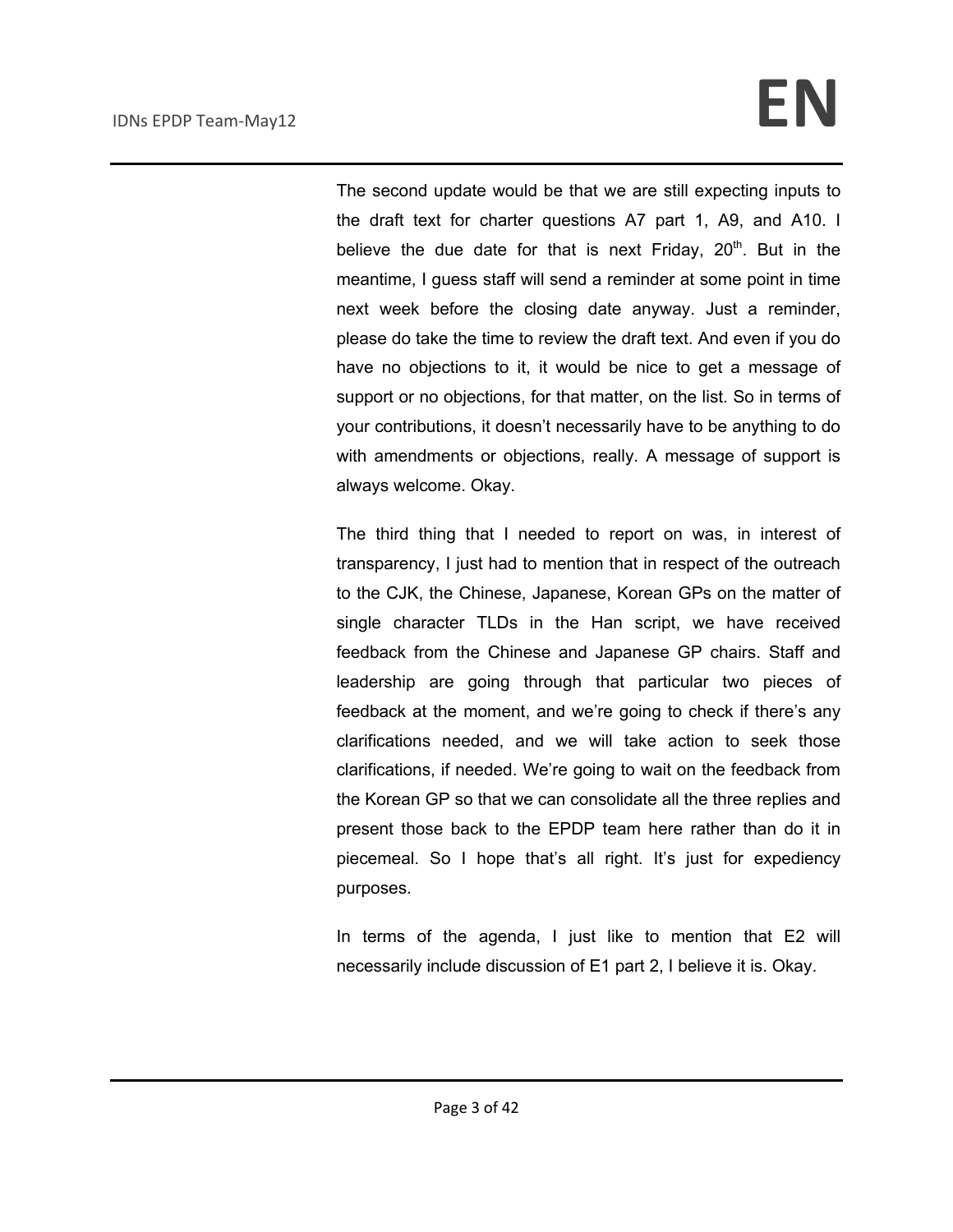The second update would be that we are still expecting inputs to the draft text for charter questions A7 part 1, A9, and A10. I believe the due date for that is next Friday, 20th. But in the meantime, I guess staff will send a reminder at some point in time next week before the closing date anyway. Just a reminder, please do take the time to review the draft text. And even if you do have no objections to it, it would be nice to get a message of support or no objections, for that matter, on the list. So in terms of your contributions, it doesn't necessarily have to be anything to do with amendments or objections, really. A message of support is always welcome. Okay.

The third thing that I needed to report on was, in interest of transparency, I just had to mention that in respect of the outreach to the CJK, the Chinese, Japanese, Korean GPs on the matter of single character TLDs in the Han script, we have received feedback from the Chinese and Japanese GP chairs. Staff and leadership are going through that particular two pieces of feedback at the moment, and we're going to check if there's any clarifications needed, and we will take action to seek those clarifications, if needed. We're going to wait on the feedback from the Korean GP so that we can consolidate all the three replies and present those back to the EPDP team here rather than do it in piecemeal. So I hope that's all right. It's just for expediency purposes.

In terms of the agenda, I just like to mention that E2 will necessarily include discussion of E1 part 2, I believe it is. Okay.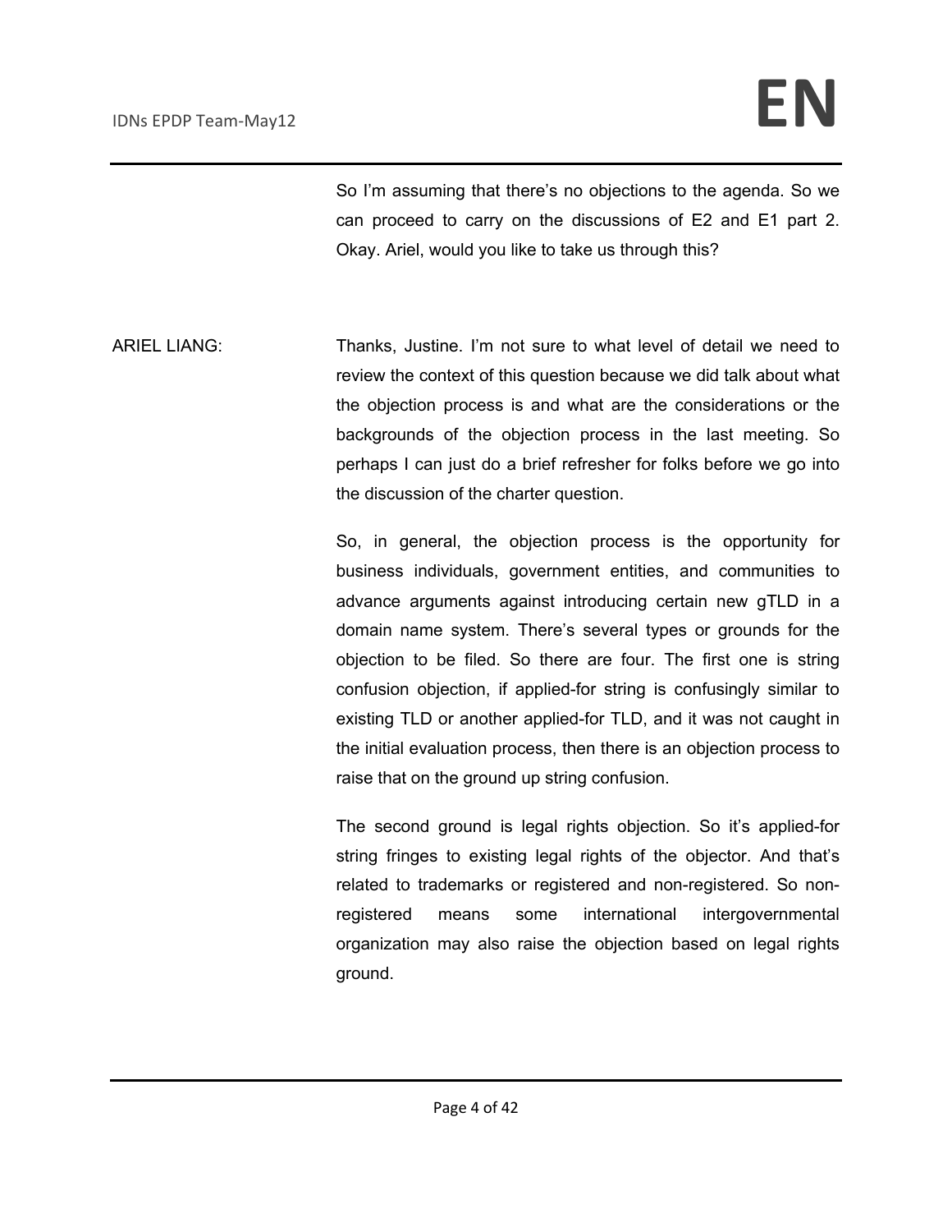So I'm assuming that there's no objections to the agenda. So we can proceed to carry on the discussions of E2 and E1 part 2. Okay. Ariel, would you like to take us through this?

ARIEL LIANG: Thanks, Justine. I'm not sure to what level of detail we need to review the context of this question because we did talk about what the objection process is and what are the considerations or the backgrounds of the objection process in the last meeting. So perhaps I can just do a brief refresher for folks before we go into the discussion of the charter question.

So, in general, the objection process is the opportunity for business individuals, government entities, and communities to advance arguments against introducing certain new gTLD in a domain name system. There's several types or grounds for the objection to be filed. So there are four. The first one is string confusion objection, if applied-for string is confusingly similar to existing TLD or another applied-for TLD, and it was not caught in the initial evaluation process, then there is an objection process to raise that on the ground up string confusion.

The second ground is legal rights objection. So it's applied-for string fringes to existing legal rights of the objector. And that's related to trademarks or registered and non-registered. So non-registered means some international intergovernmental organization may also raise the objection based on legal rights ground.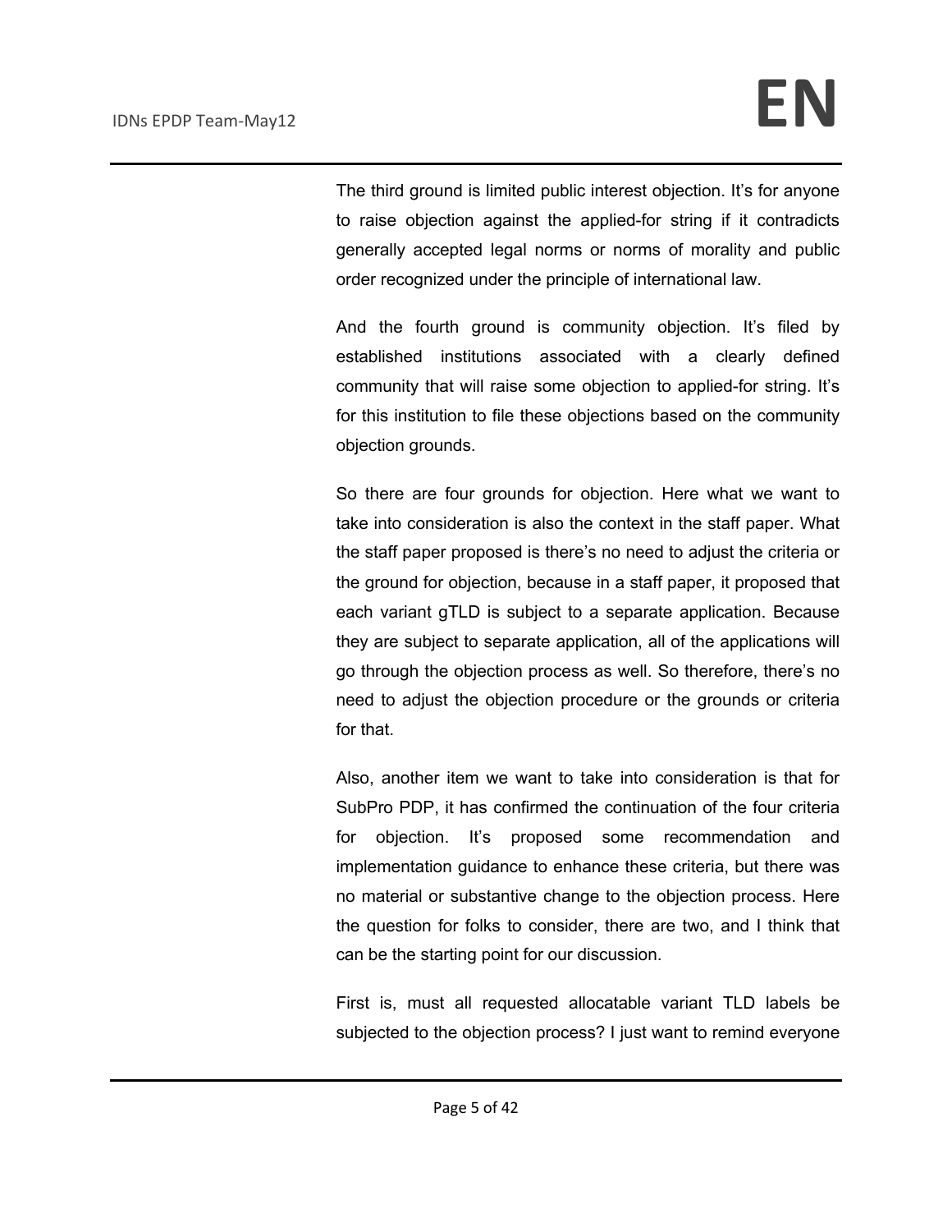The third ground is limited public interest objection. It's for anyone to raise objection against the applied-for string if it contradicts generally accepted legal norms or norms of morality and public order recognized under the principle of international law.

And the fourth ground is community objection. It's filed by established institutions associated with a clearly defined community that will raise some objection to applied-for string. It's for this institution to file these objections based on the community objection grounds.

So there are four grounds for objection. Here what we want to take into consideration is also the context in the staff paper. What the staff paper proposed is there's no need to adjust the criteria or the ground for objection, because in a staff paper, it proposed that each variant gTLD is subject to a separate application. Because they are subject to separate application, all of the applications will go through the objection process as well. So therefore, there's no need to adjust the objection procedure or the grounds or criteria for that.

Also, another item we want to take into consideration is that for SubPro PDP, it has confirmed the continuation of the four criteria for objection. It's proposed some recommendation and implementation guidance to enhance these criteria, but there was no material or substantive change to the objection process. Here the question for folks to consider, there are two, and I think that can be the starting point for our discussion.

First is, must all requested allocatable variant TLD labels be subjected to the objection process? I just want to remind everyone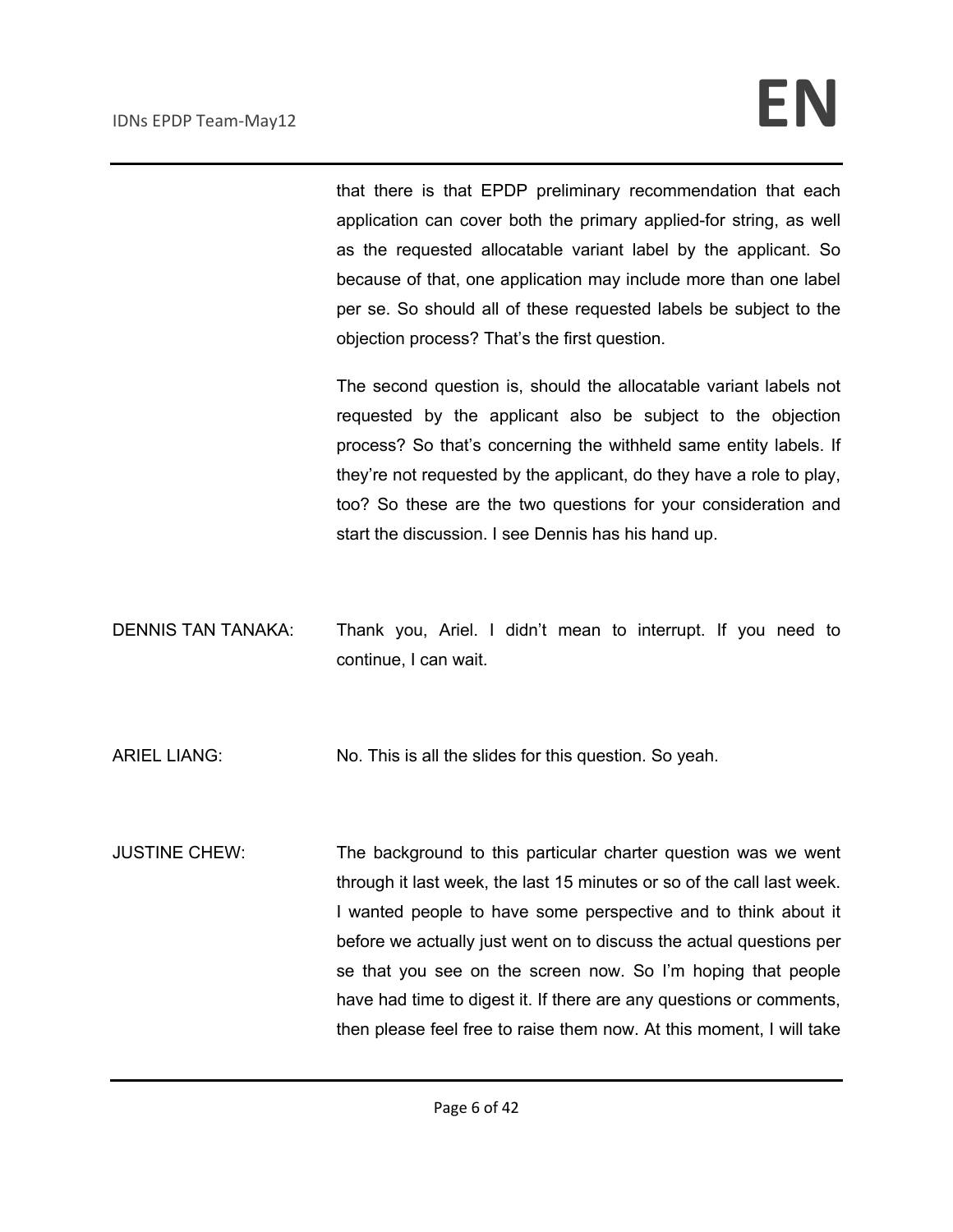that there is that EPDP preliminary recommendation that each application can cover both the primary applied-for string, as well as the requested allocatable variant label by the applicant. So because of that, one application may include more than one label per se. So should all of these requested labels be subject to the objection process? That's the first question.

The second question is, should the allocatable variant labels not requested by the applicant also be subject to the objection process? So that's concerning the withheld same entity labels. If they're not requested by the applicant, do they have a role to play, too? So these are the two questions for your consideration and start the discussion. I see Dennis has his hand up.

DENNIS TAN TANAKA: Thank you, Ariel. I didn't mean to interrupt. If you need to continue, I can wait.

ARIEL LIANG: No. This is all the slides for this question. So yeah.

JUSTINE CHEW: The background to this particular charter question was we went through it last week, the last 15 minutes or so of the call last week. I wanted people to have some perspective and to think about it before we actually just went on to discuss the actual questions per se that you see on the screen now. So I'm hoping that people have had time to digest it. If there are any questions or comments, then please feel free to raise them now. At this moment, I will take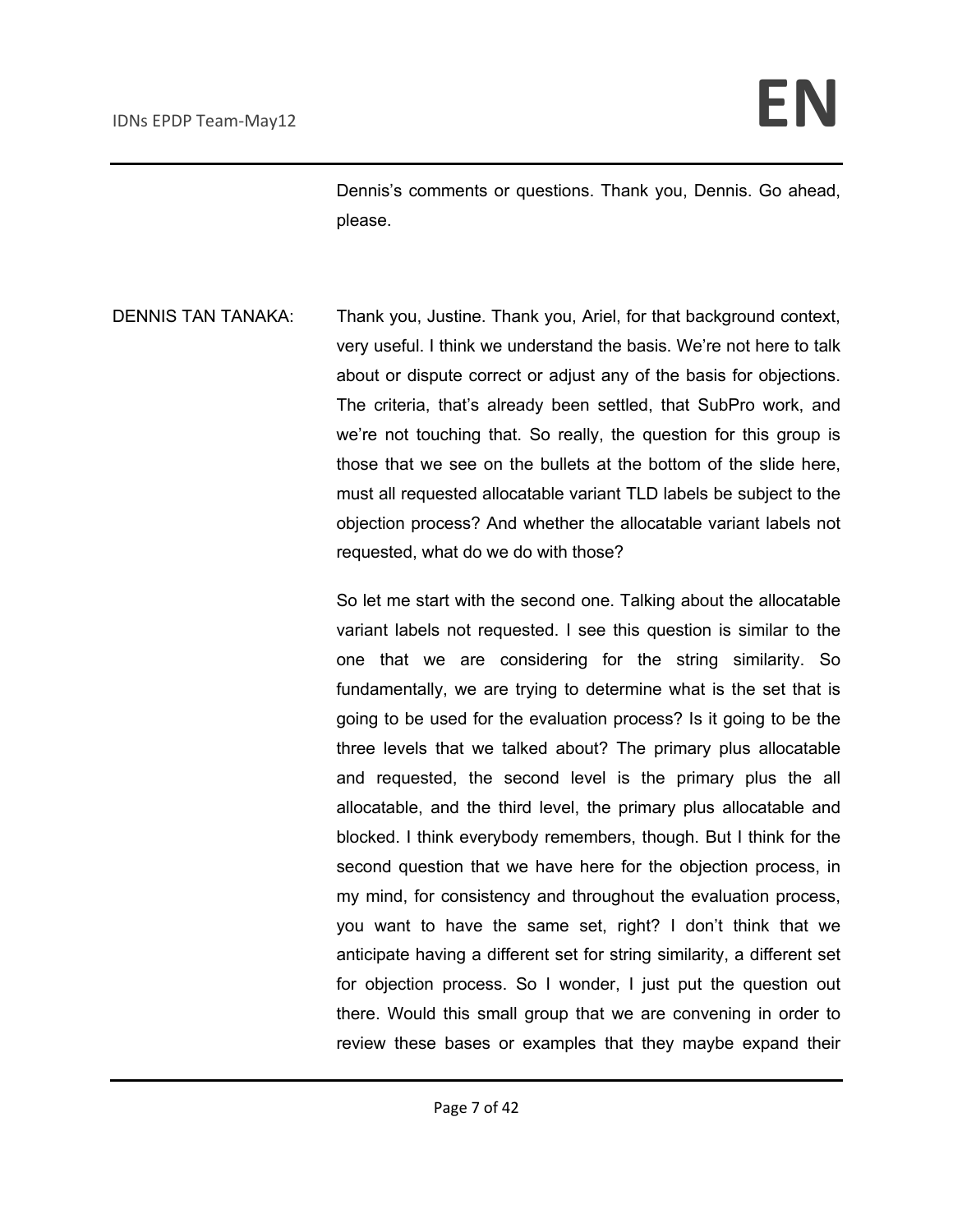Dennis's comments or questions. Thank you, Dennis. Go ahead, please.

DENNIS TAN TANAKA: Thank you, Justine. Thank you, Ariel, for that background context, very useful. I think we understand the basis. We're not here to talk about or dispute correct or adjust any of the basis for objections. The criteria, that's already been settled, that SubPro work, and we're not touching that. So really, the question for this group is those that we see on the bullets at the bottom of the slide here, must all requested allocatable variant TLD labels be subject to the objection process? And whether the allocatable variant labels not requested, what do we do with those?

So let me start with the second one. Talking about the allocatable variant labels not requested. I see this question is similar to the one that we are considering for the string similarity. So fundamentally, we are trying to determine what is the set that is going to be used for the evaluation process? Is it going to be the three levels that we talked about? The primary plus allocatable and requested, the second level is the primary plus the all allocatable, and the third level, the primary plus allocatable and blocked. I think everybody remembers, though. But I think for the second question that we have here for the objection process, in my mind, for consistency and throughout the evaluation process, you want to have the same set, right? I don't think that we anticipate having a different set for string similarity, a different set for objection process. So I wonder, I just put the question out there. Would this small group that we are convening in order to review these bases or examples that they maybe expand their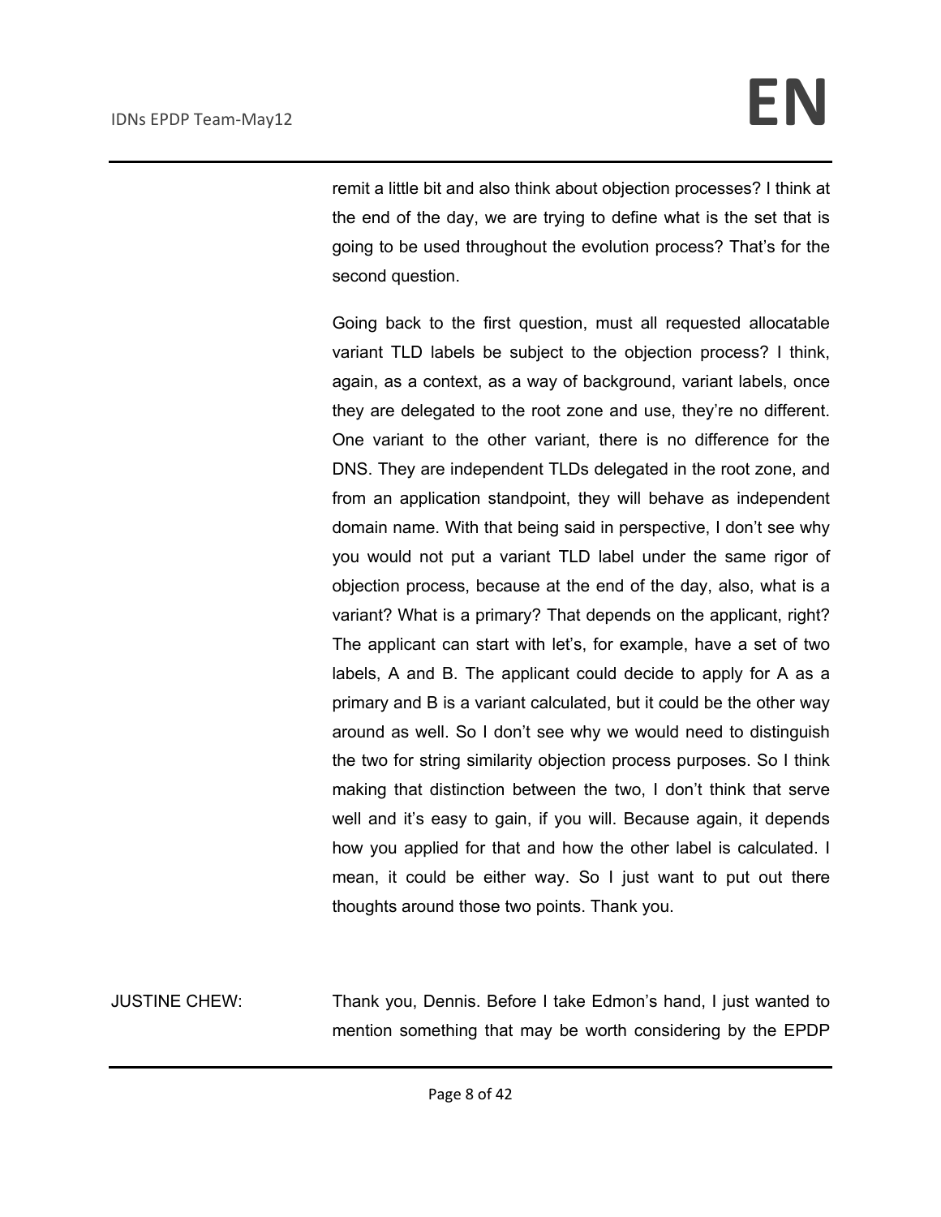remit a little bit and also think about objection processes? I think at the end of the day, we are trying to define what is the set that is going to be used throughout the evolution process? That's for the second question.

Going back to the first question, must all requested allocatable variant TLD labels be subject to the objection process? I think, again, as a context, as a way of background, variant labels, once they are delegated to the root zone and use, they're no different. One variant to the other variant, there is no difference for the DNS. They are independent TLDs delegated in the root zone, and from an application standpoint, they will behave as independent domain name. With that being said in perspective, I don't see why you would not put a variant TLD label under the same rigor of objection process, because at the end of the day, also, what is a variant? What is a primary? That depends on the applicant, right? The applicant can start with let's, for example, have a set of two labels, A and B. The applicant could decide to apply for A as a primary and B is a variant calculated, but it could be the other way around as well. So I don't see why we would need to distinguish the two for string similarity objection process purposes. So I think making that distinction between the two, I don't think that serve well and it's easy to gain, if you will. Because again, it depends how you applied for that and how the other label is calculated. I mean, it could be either way. So I just want to put out there thoughts around those two points. Thank you.

JUSTINE CHEW: Thank you, Dennis. Before I take Edmon's hand, I just wanted to mention something that may be worth considering by the EPDP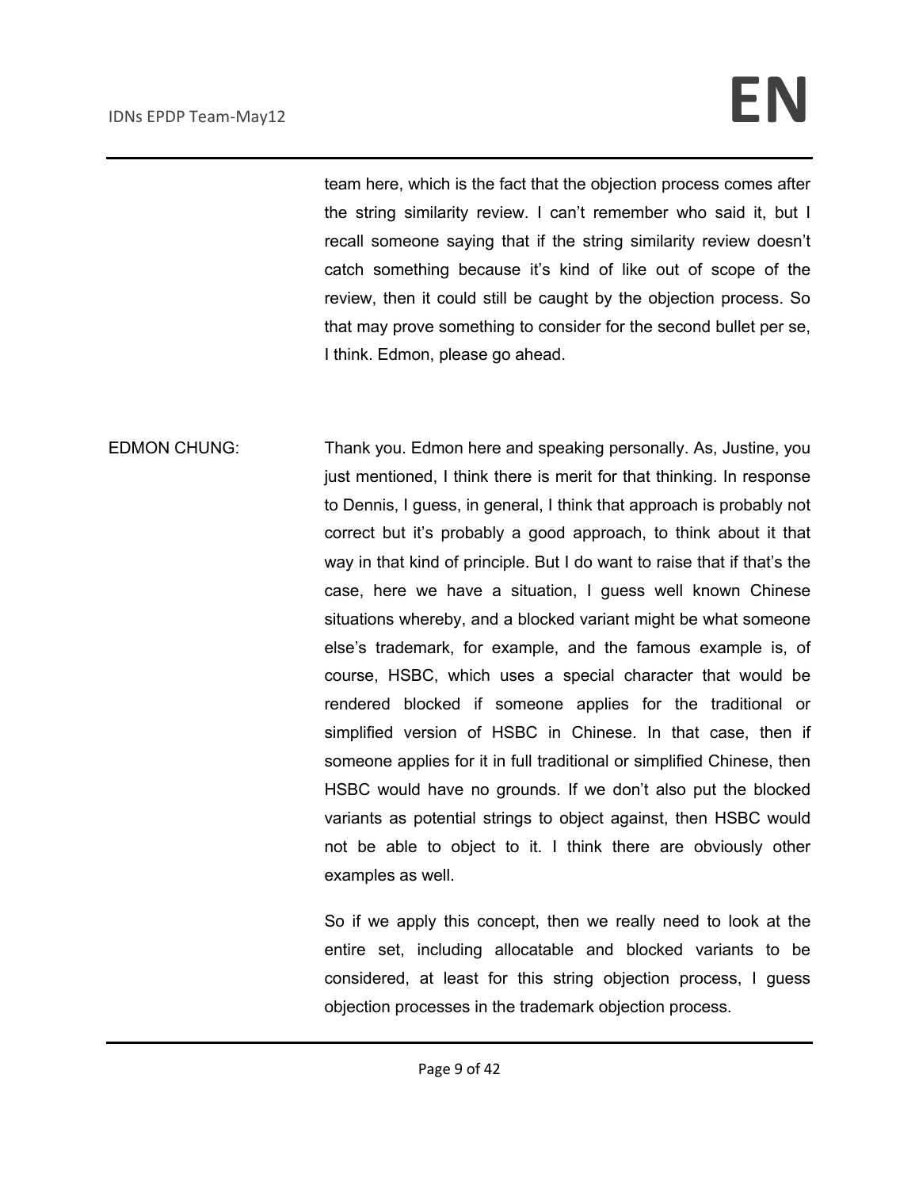team here, which is the fact that the objection process comes after the string similarity review. I can't remember who said it, but I recall someone saying that if the string similarity review doesn't catch something because it's kind of like out of scope of the review, then it could still be caught by the objection process. So that may prove something to consider for the second bullet per se, I think. Edmon, please go ahead.

EDMON CHUNG: Thank you. Edmon here and speaking personally. As, Justine, you just mentioned, I think there is merit for that thinking. In response to Dennis, I guess, in general, I think that approach is probably not correct but it's probably a good approach, to think about it that way in that kind of principle. But I do want to raise that if that's the case, here we have a situation, I guess well known Chinese situations whereby, and a blocked variant might be what someone else's trademark, for example, and the famous example is, of course, HSBC, which uses a special character that would be rendered blocked if someone applies for the traditional or simplified version of HSBC in Chinese. In that case, then if someone applies for it in full traditional or simplified Chinese, then HSBC would have no grounds. If we don't also put the blocked variants as potential strings to object against, then HSBC would not be able to object to it. I think there are obviously other examples as well.

So if we apply this concept, then we really need to look at the entire set, including allocatable and blocked variants to be considered, at least for this string objection process, I guess objection processes in the trademark objection process.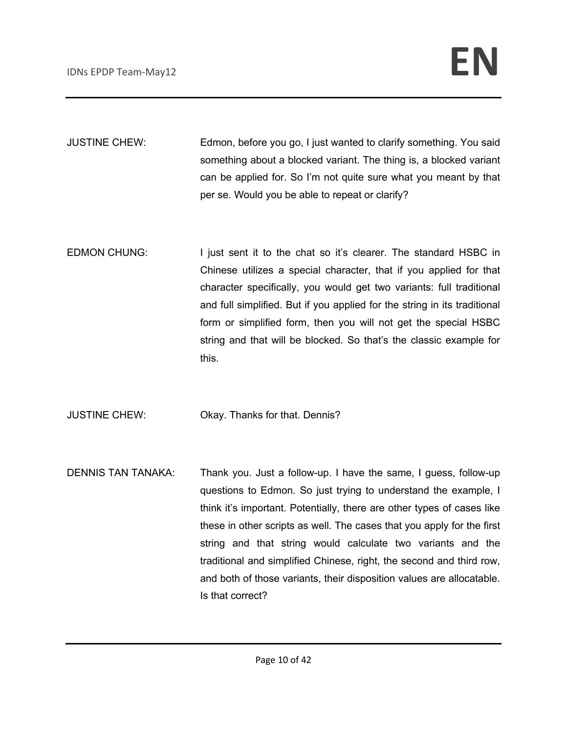JUSTINE CHEW: Edmon, before you go, I just wanted to clarify something. You said something about a blocked variant. The thing is, a blocked variant can be applied for. So I'm not quite sure what you meant by that per se. Would you be able to repeat or clarify?

EDMON CHUNG: I just sent it to the chat so it's clearer. The standard HSBC in Chinese utilizes a special character, that if you applied for that character specifically, you would get two variants: full traditional and full simplified. But if you applied for the string in its traditional form or simplified form, then you will not get the special HSBC string and that will be blocked. So that's the classic example for this.

JUSTINE CHEW: Okay. Thanks for that. Dennis?

DENNIS TAN TANAKA: Thank you. Just a follow-up. I have the same, I guess, follow-up questions to Edmon. So just trying to understand the example, I think it's important. Potentially, there are other types of cases like these in other scripts as well. The cases that you apply for the first string and that string would calculate two variants and the traditional and simplified Chinese, right, the second and third row, and both of those variants, their disposition values are allocatable. Is that correct?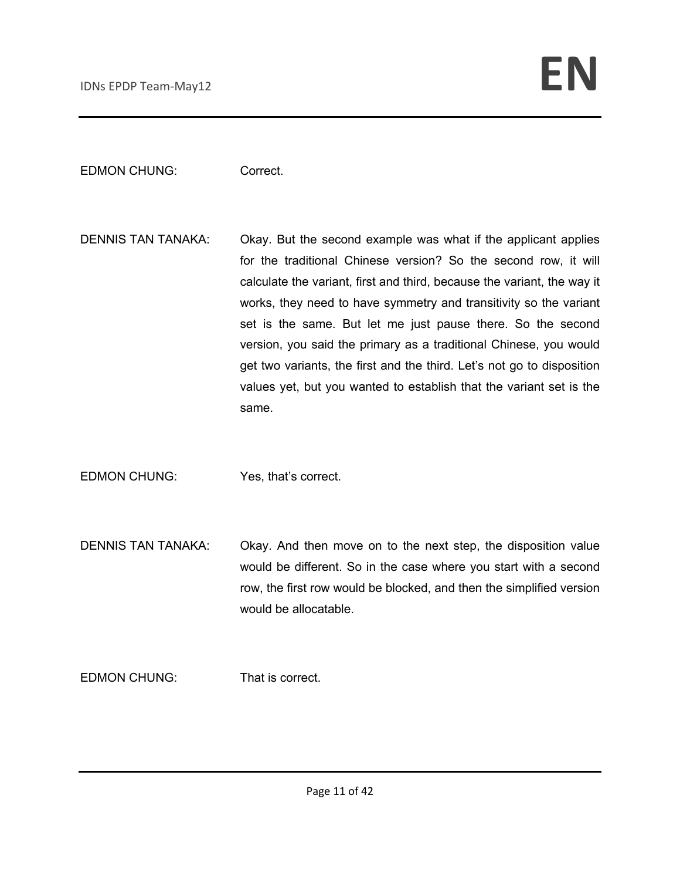EDMON CHUNG: Correct.

DENNIS TAN TANAKA: Okay. But the second example was what if the applicant applies for the traditional Chinese version? So the second row, it will calculate the variant, first and third, because the variant, the way it works, they need to have symmetry and transitivity so the variant set is the same. But let me just pause there. So the second version, you said the primary as a traditional Chinese, you would get two variants, the first and the third. Let's not go to disposition values yet, but you wanted to establish that the variant set is the same.

EDMON CHUNG: Yes, that's correct.

DENNIS TAN TANAKA: Okay. And then move on to the next step, the disposition value would be different. So in the case where you start with a second row, the first row would be blocked, and then the simplified version would be allocatable.

EDMON CHUNG: That is correct.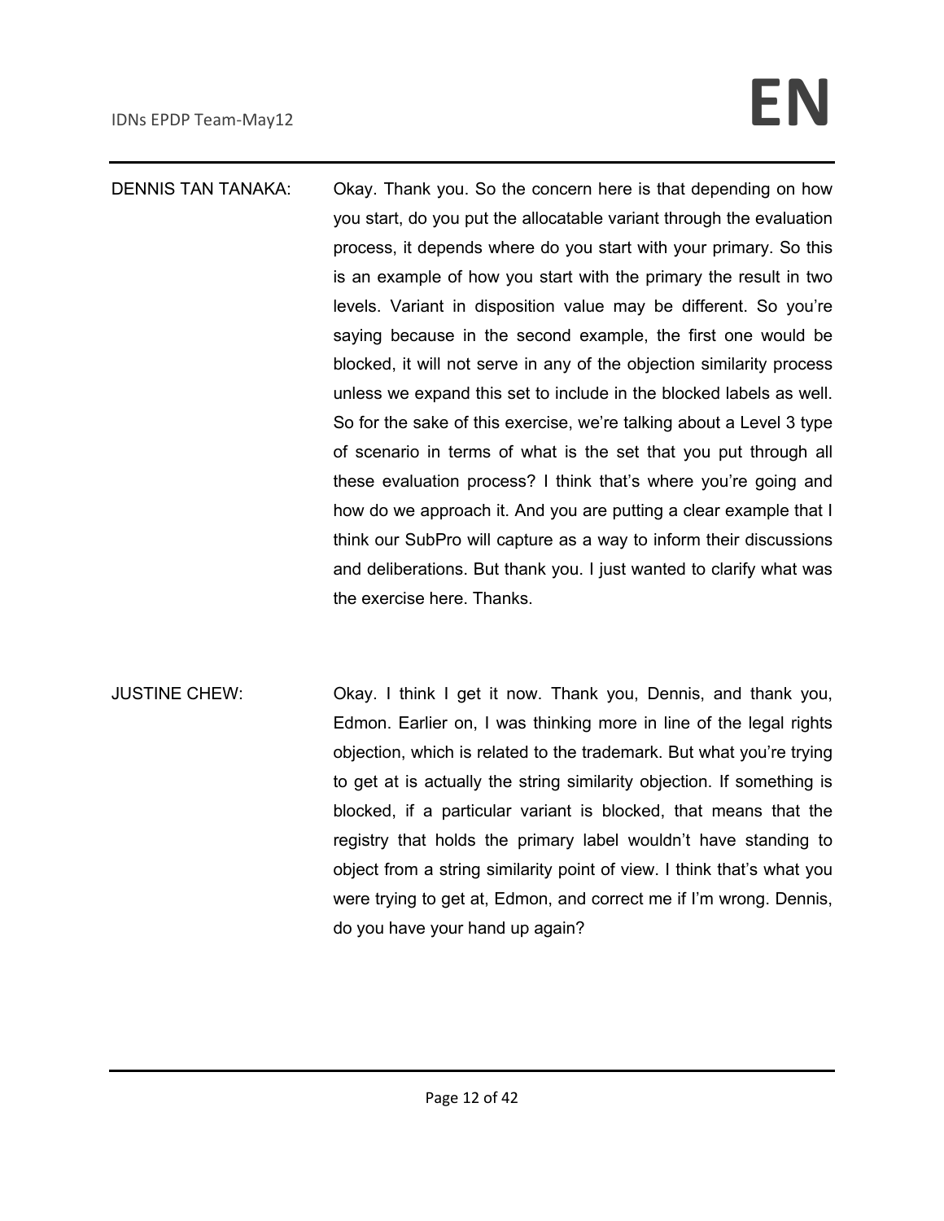DENNIS TAN TANAKA: Okay. Thank you. So the concern here is that depending on how you start, do you put the allocatable variant through the evaluation process, it depends where do you start with your primary. So this is an example of how you start with the primary the result in two levels. Variant in disposition value may be different. So you're saying because in the second example, the first one would be blocked, it will not serve in any of the objection similarity process unless we expand this set to include in the blocked labels as well. So for the sake of this exercise, we're talking about a Level 3 type of scenario in terms of what is the set that you put through all these evaluation process? I think that's where you're going and how do we approach it. And you are putting a clear example that I think our SubPro will capture as a way to inform their discussions and deliberations. But thank you. I just wanted to clarify what was the exercise here. Thanks.

JUSTINE CHEW: Okay. I think I get it now. Thank you, Dennis, and thank you, Edmon. Earlier on, I was thinking more in line of the legal rights objection, which is related to the trademark. But what you're trying to get at is actually the string similarity objection. If something is blocked, if a particular variant is blocked, that means that the registry that holds the primary label wouldn't have standing to object from a string similarity point of view. I think that's what you were trying to get at, Edmon, and correct me if I'm wrong. Dennis, do you have your hand up again?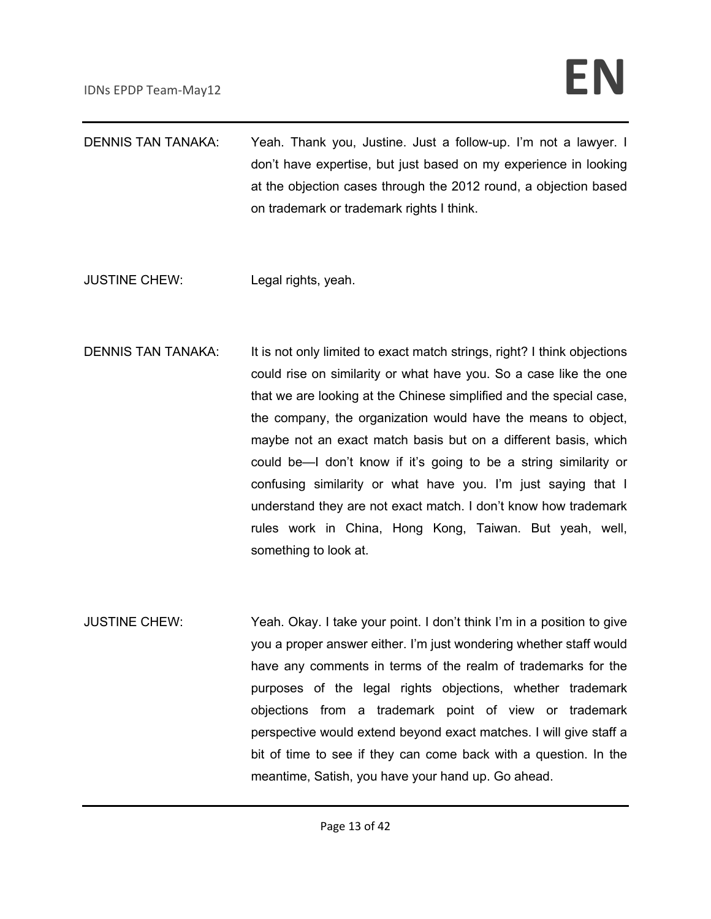DENNIS TAN TANAKA: Yeah. Thank you, Justine. Just a follow-up. I'm not a lawyer. I don't have expertise, but just based on my experience in looking at the objection cases through the 2012 round, a objection based on trademark or trademark rights I think.

JUSTINE CHEW: Legal rights, yeah.

DENNIS TAN TANAKA: It is not only limited to exact match strings, right? I think objections could rise on similarity or what have you. So a case like the one that we are looking at the Chinese simplified and the special case, the company, the organization would have the means to object, maybe not an exact match basis but on a different basis, which could be—I don't know if it's going to be a string similarity or confusing similarity or what have you. I'm just saying that I understand they are not exact match. I don't know how trademark rules work in China, Hong Kong, Taiwan. But yeah, well, something to look at.

JUSTINE CHEW: Yeah. Okay. I take your point. I don't think I'm in a position to give you a proper answer either. I'm just wondering whether staff would have any comments in terms of the realm of trademarks for the purposes of the legal rights objections, whether trademark objections from a trademark point of view or trademark perspective would extend beyond exact matches. I will give staff a bit of time to see if they can come back with a question. In the meantime, Satish, you have your hand up. Go ahead.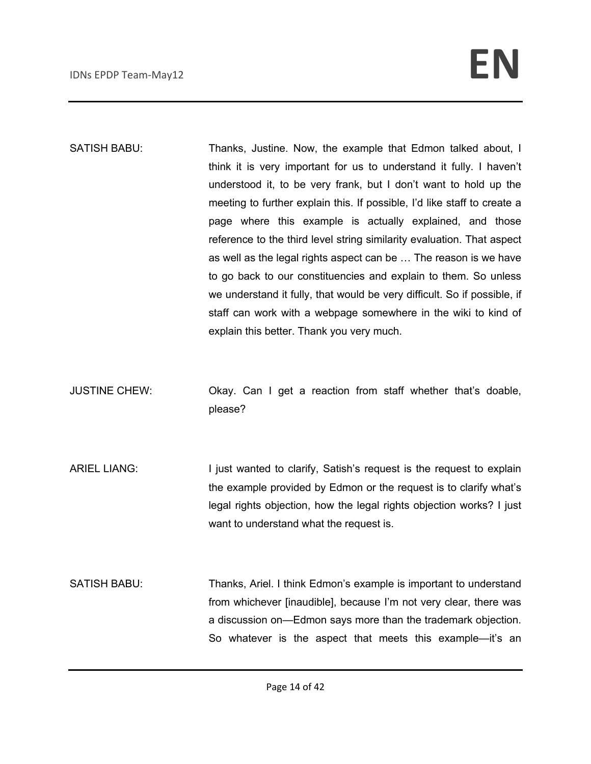SATISH BABU: Thanks, Justine. Now, the example that Edmon talked about, I think it is very important for us to understand it fully. I haven't understood it, to be very frank, but I don't want to hold up the meeting to further explain this. If possible, I'd like staff to create a page where this example is actually explained, and those reference to the third level string similarity evaluation. That aspect as well as the legal rights aspect can be … The reason is we have to go back to our constituencies and explain to them. So unless we understand it fully, that would be very difficult. So if possible, if staff can work with a webpage somewhere in the wiki to kind of explain this better. Thank you very much.

JUSTINE CHEW: Okay. Can I get a reaction from staff whether that's doable, please?

ARIEL LIANG: I just wanted to clarify, Satish's request is the request to explain the example provided by Edmon or the request is to clarify what's legal rights objection, how the legal rights objection works? I just want to understand what the request is.

SATISH BABU: Thanks, Ariel. I think Edmon's example is important to understand from whichever [inaudible], because I'm not very clear, there was a discussion on—Edmon says more than the trademark objection. So whatever is the aspect that meets this example—it's an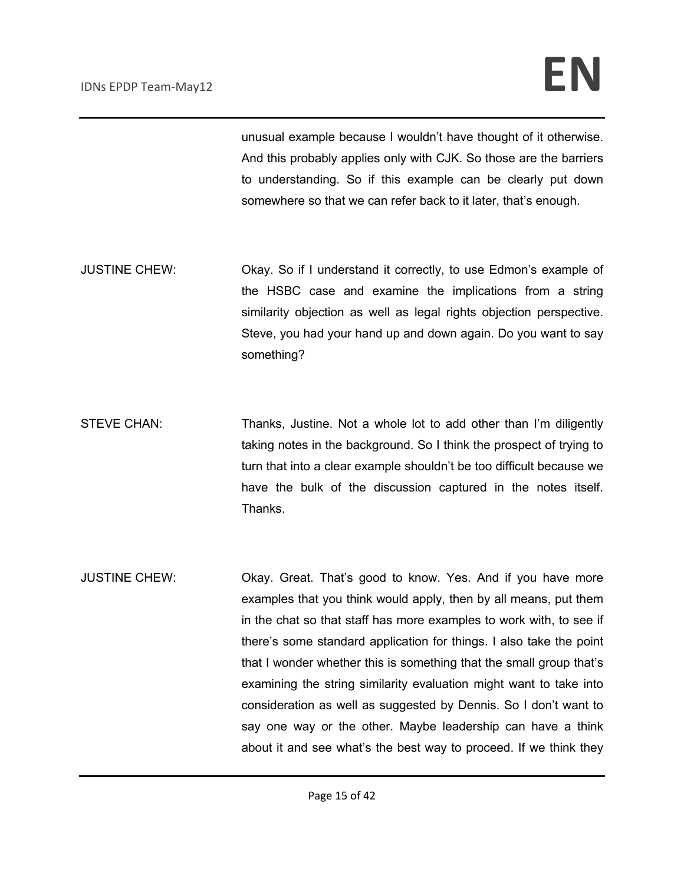unusual example because I wouldn't have thought of it otherwise. And this probably applies only with CJK. So those are the barriers to understanding. So if this example can be clearly put down somewhere so that we can refer back to it later, that's enough.

JUSTINE CHEW: Okay. So if I understand it correctly, to use Edmon's example of the HSBC case and examine the implications from a string similarity objection as well as legal rights objection perspective. Steve, you had your hand up and down again. Do you want to say something?

STEVE CHAN: Thanks, Justine. Not a whole lot to add other than I'm diligently taking notes in the background. So I think the prospect of trying to turn that into a clear example shouldn't be too difficult because we have the bulk of the discussion captured in the notes itself. Thanks.

JUSTINE CHEW: Okay. Great. That's good to know. Yes. And if you have more examples that you think would apply, then by all means, put them in the chat so that staff has more examples to work with, to see if there's some standard application for things. I also take the point that I wonder whether this is something that the small group that's examining the string similarity evaluation might want to take into consideration as well as suggested by Dennis. So I don't want to say one way or the other. Maybe leadership can have a think about it and see what's the best way to proceed. If we think they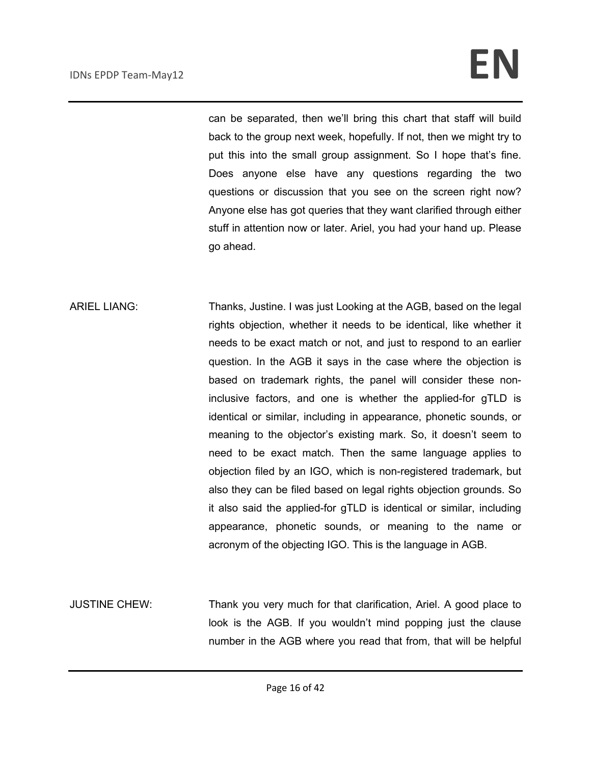can be separated, then we'll bring this chart that staff will build back to the group next week, hopefully. If not, then we might try to put this into the small group assignment. So I hope that's fine. Does anyone else have any questions regarding the two questions or discussion that you see on the screen right now? Anyone else has got queries that they want clarified through either stuff in attention now or later. Ariel, you had your hand up. Please go ahead.

ARIEL LIANG: Thanks, Justine. I was just Looking at the AGB, based on the legal rights objection, whether it needs to be identical, like whether it needs to be exact match or not, and just to respond to an earlier question. In the AGB it says in the case where the objection is based on trademark rights, the panel will consider these non-inclusive factors, and one is whether the applied-for gTLD is identical or similar, including in appearance, phonetic sounds, or meaning to the objector's existing mark. So, it doesn't seem to need to be exact match. Then the same language applies to objection filed by an IGO, which is non-registered trademark, but also they can be filed based on legal rights objection grounds. So it also said the applied-for gTLD is identical or similar, including appearance, phonetic sounds, or meaning to the name or acronym of the objecting IGO. This is the language in AGB.

JUSTINE CHEW: Thank you very much for that clarification, Ariel. A good place to look is the AGB. If you wouldn't mind popping just the clause number in the AGB where you read that from, that will be helpful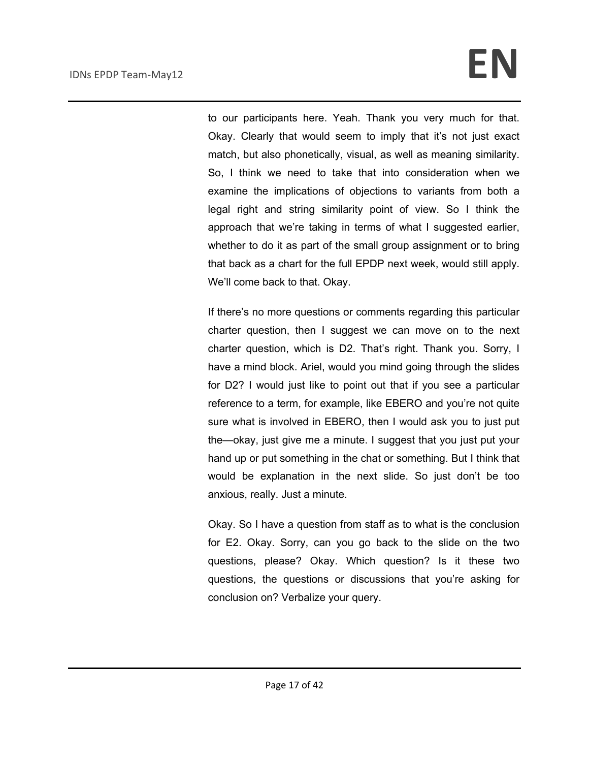to our participants here. Yeah. Thank you very much for that. Okay. Clearly that would seem to imply that it's not just exact match, but also phonetically, visual, as well as meaning similarity. So, I think we need to take that into consideration when we examine the implications of objections to variants from both a legal right and string similarity point of view. So I think the approach that we're taking in terms of what I suggested earlier, whether to do it as part of the small group assignment or to bring that back as a chart for the full EPDP next week, would still apply. We'll come back to that. Okay.

If there's no more questions or comments regarding this particular charter question, then I suggest we can move on to the next charter question, which is D2. That's right. Thank you. Sorry, I have a mind block. Ariel, would you mind going through the slides for D2? I would just like to point out that if you see a particular reference to a term, for example, like EBERO and you're not quite sure what is involved in EBERO, then I would ask you to just put the—okay, just give me a minute. I suggest that you just put your hand up or put something in the chat or something. But I think that would be explanation in the next slide. So just don't be too anxious, really. Just a minute.

Okay. So I have a question from staff as to what is the conclusion for E2. Okay. Sorry, can you go back to the slide on the two questions, please? Okay. Which question? Is it these two questions, the questions or discussions that you're asking for conclusion on? Verbalize your query.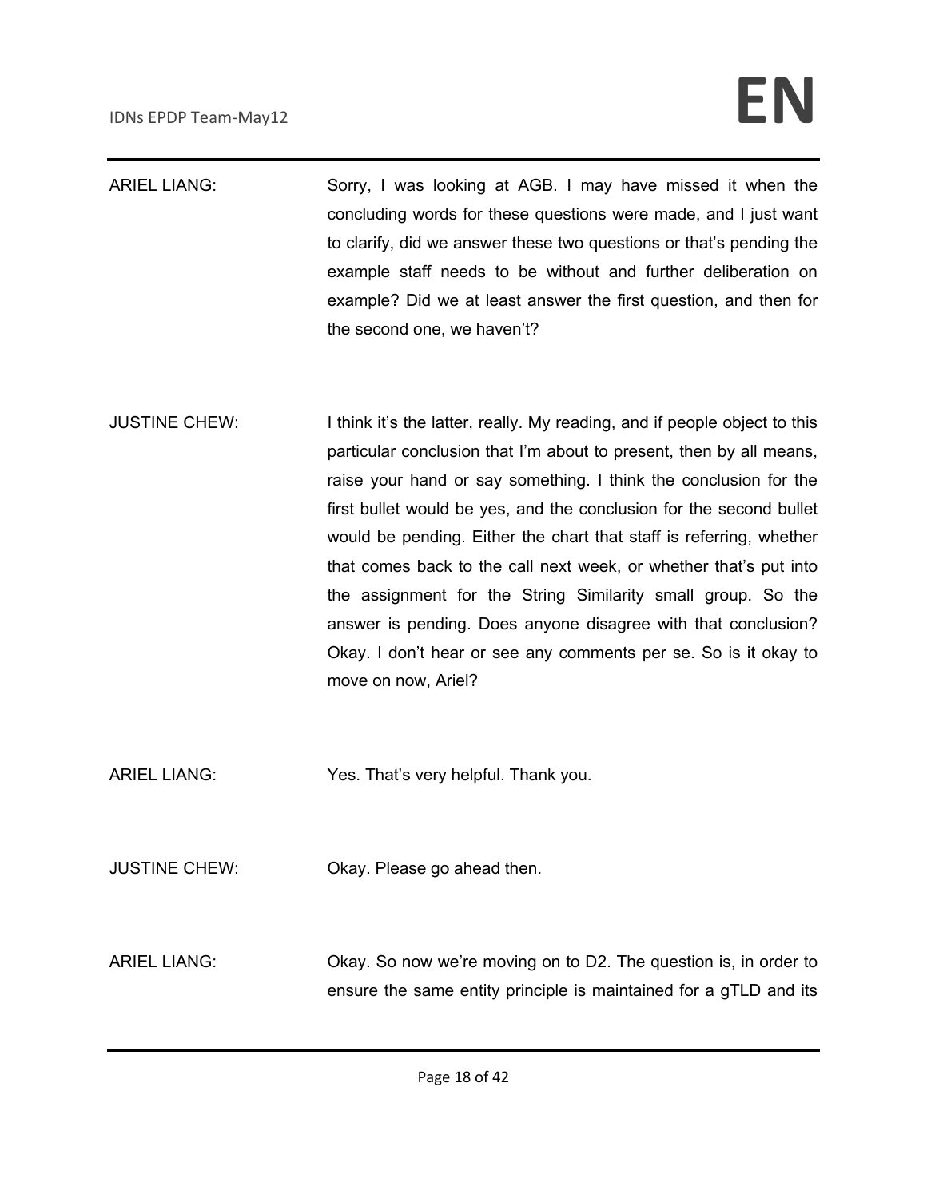ARIEL LIANG: Sorry, I was looking at AGB. I may have missed it when the concluding words for these questions were made, and I just want to clarify, did we answer these two questions or that's pending the example staff needs to be without and further deliberation on example? Did we at least answer the first question, and then for the second one, we haven't?

JUSTINE CHEW: I think it's the latter, really. My reading, and if people object to this particular conclusion that I'm about to present, then by all means, raise your hand or say something. I think the conclusion for the first bullet would be yes, and the conclusion for the second bullet would be pending. Either the chart that staff is referring, whether that comes back to the call next week, or whether that's put into the assignment for the String Similarity small group. So the answer is pending. Does anyone disagree with that conclusion? Okay. I don't hear or see any comments per se. So is it okay to move on now, Ariel?

ARIEL LIANG: Yes. That's very helpful. Thank you.

JUSTINE CHEW: Okay. Please go ahead then.

ARIEL LIANG: Okay. So now we're moving on to D2. The question is, in order to ensure the same entity principle is maintained for a gTLD and its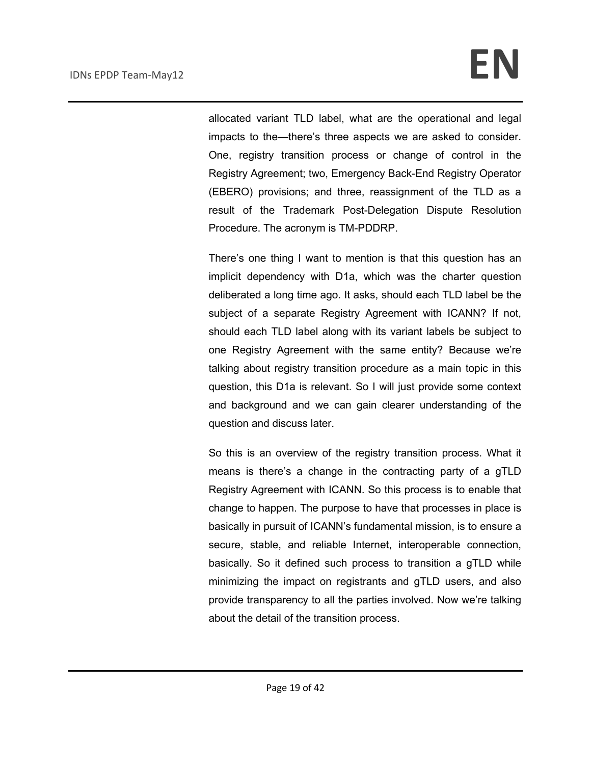allocated variant TLD label, what are the operational and legal impacts to the—there's three aspects we are asked to consider. One, registry transition process or change of control in the Registry Agreement; two, Emergency Back-End Registry Operator (EBERO) provisions; and three, reassignment of the TLD as a result of the Trademark Post-Delegation Dispute Resolution Procedure. The acronym is TM-PDDRP.

There's one thing I want to mention is that this question has an implicit dependency with D1a, which was the charter question deliberated a long time ago. It asks, should each TLD label be the subject of a separate Registry Agreement with ICANN? If not, should each TLD label along with its variant labels be subject to one Registry Agreement with the same entity? Because we're talking about registry transition procedure as a main topic in this question, this D1a is relevant. So I will just provide some context and background and we can gain clearer understanding of the question and discuss later.

So this is an overview of the registry transition process. What it means is there's a change in the contracting party of a gTLD Registry Agreement with ICANN. So this process is to enable that change to happen. The purpose to have that processes in place is basically in pursuit of ICANN's fundamental mission, is to ensure a secure, stable, and reliable Internet, interoperable connection, basically. So it defined such process to transition a gTLD while minimizing the impact on registrants and gTLD users, and also provide transparency to all the parties involved. Now we're talking about the detail of the transition process.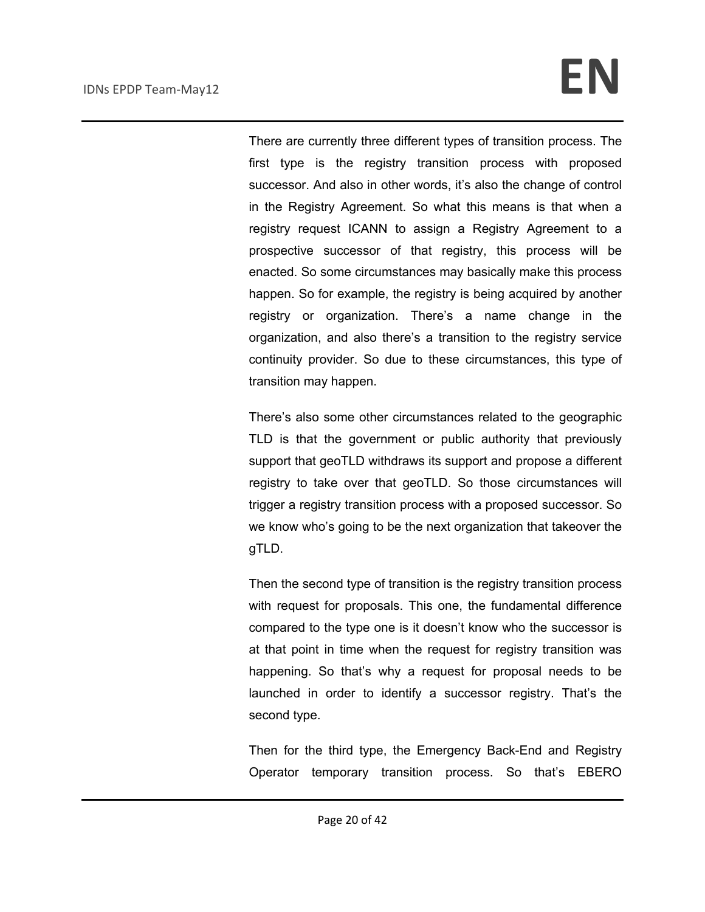There are currently three different types of transition process. The first type is the registry transition process with proposed successor. And also in other words, it's also the change of control in the Registry Agreement. So what this means is that when a registry request ICANN to assign a Registry Agreement to a prospective successor of that registry, this process will be enacted. So some circumstances may basically make this process happen. So for example, the registry is being acquired by another registry or organization. There's a name change in the organization, and also there's a transition to the registry service continuity provider. So due to these circumstances, this type of transition may happen.

There's also some other circumstances related to the geographic TLD is that the government or public authority that previously support that geoTLD withdraws its support and propose a different registry to take over that geoTLD. So those circumstances will trigger a registry transition process with a proposed successor. So we know who's going to be the next organization that takeover the gTLD.

Then the second type of transition is the registry transition process with request for proposals. This one, the fundamental difference compared to the type one is it doesn't know who the successor is at that point in time when the request for registry transition was happening. So that's why a request for proposal needs to be launched in order to identify a successor registry. That's the second type.

Then for the third type, the Emergency Back-End and Registry Operator temporary transition process. So that's EBERO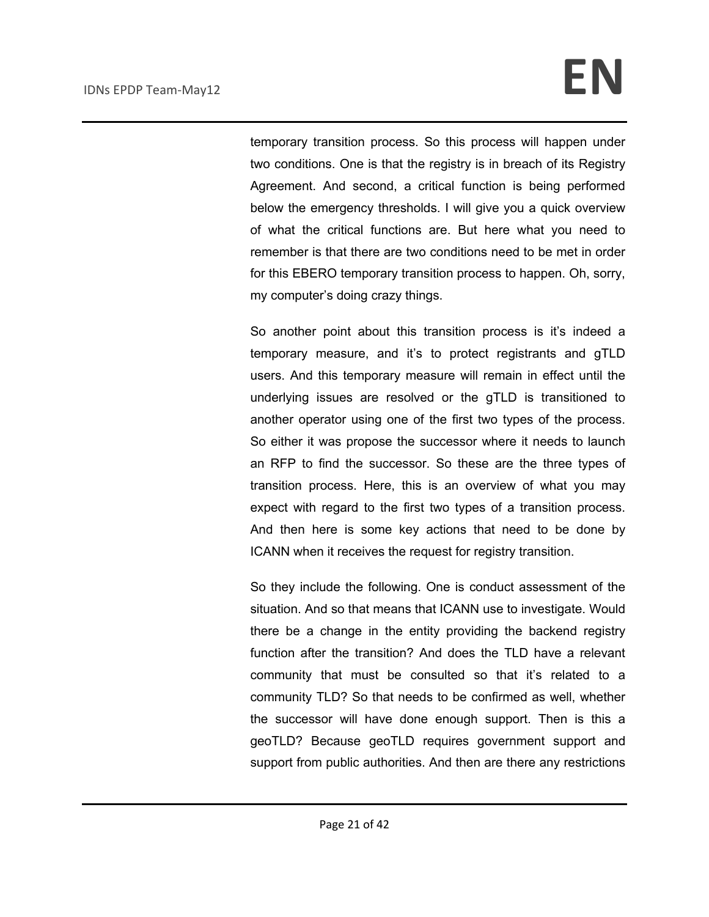temporary transition process. So this process will happen under two conditions. One is that the registry is in breach of its Registry Agreement. And second, a critical function is being performed below the emergency thresholds. I will give you a quick overview of what the critical functions are. But here what you need to remember is that there are two conditions need to be met in order for this EBERO temporary transition process to happen. Oh, sorry, my computer's doing crazy things.

So another point about this transition process is it's indeed a temporary measure, and it's to protect registrants and gTLD users. And this temporary measure will remain in effect until the underlying issues are resolved or the gTLD is transitioned to another operator using one of the first two types of the process. So either it was propose the successor where it needs to launch an RFP to find the successor. So these are the three types of transition process. Here, this is an overview of what you may expect with regard to the first two types of a transition process. And then here is some key actions that need to be done by ICANN when it receives the request for registry transition.

So they include the following. One is conduct assessment of the situation. And so that means that ICANN use to investigate. Would there be a change in the entity providing the backend registry function after the transition? And does the TLD have a relevant community that must be consulted so that it's related to a community TLD? So that needs to be confirmed as well, whether the successor will have done enough support. Then is this a geoTLD? Because geoTLD requires government support and support from public authorities. And then are there any restrictions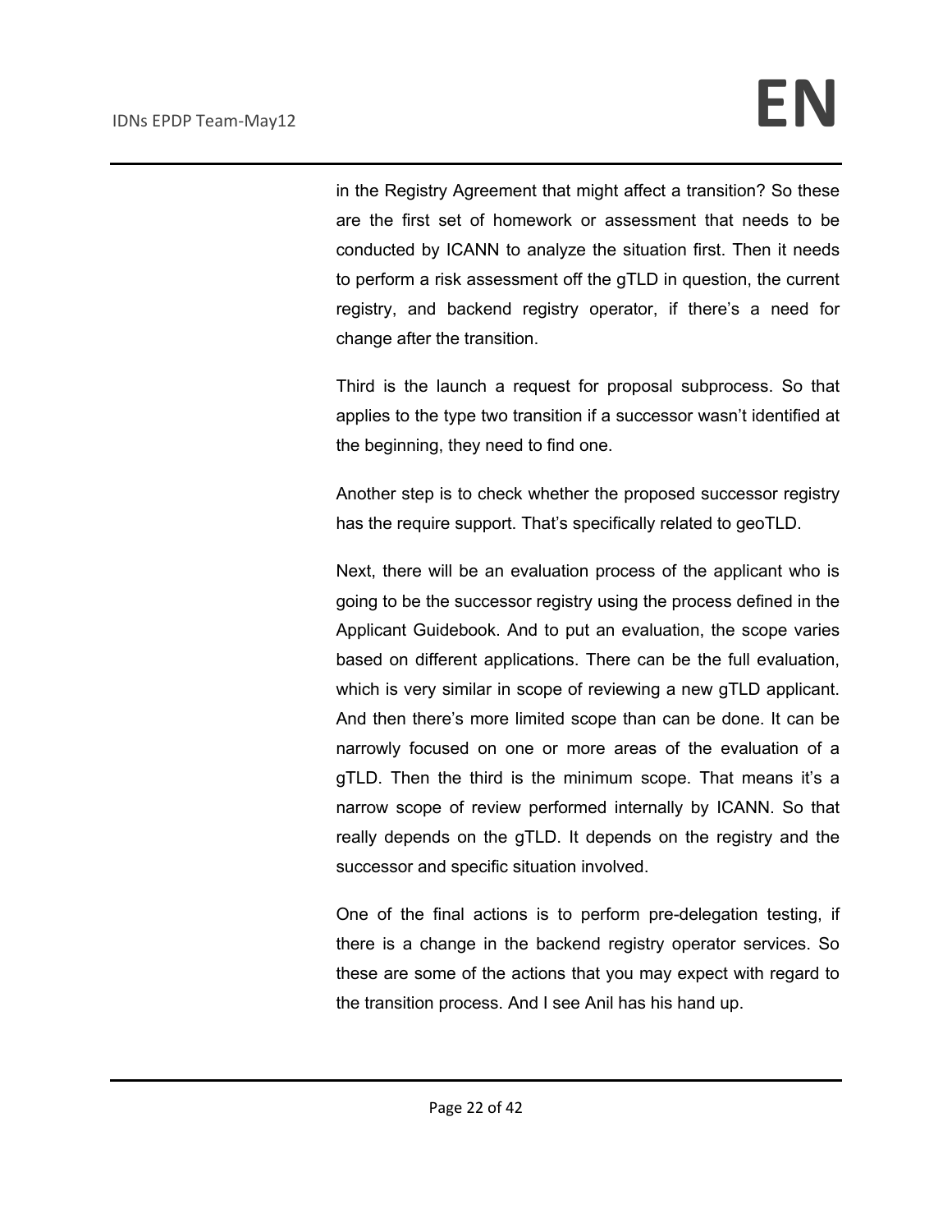in the Registry Agreement that might affect a transition? So these are the first set of homework or assessment that needs to be conducted by ICANN to analyze the situation first. Then it needs to perform a risk assessment off the gTLD in question, the current registry, and backend registry operator, if there's a need for change after the transition.

Third is the launch a request for proposal subprocess. So that applies to the type two transition if a successor wasn't identified at the beginning, they need to find one.

Another step is to check whether the proposed successor registry has the require support. That's specifically related to geoTLD.

Next, there will be an evaluation process of the applicant who is going to be the successor registry using the process defined in the Applicant Guidebook. And to put an evaluation, the scope varies based on different applications. There can be the full evaluation, which is very similar in scope of reviewing a new gTLD applicant. And then there's more limited scope than can be done. It can be narrowly focused on one or more areas of the evaluation of a gTLD. Then the third is the minimum scope. That means it's a narrow scope of review performed internally by ICANN. So that really depends on the gTLD. It depends on the registry and the successor and specific situation involved.

One of the final actions is to perform pre-delegation testing, if there is a change in the backend registry operator services. So these are some of the actions that you may expect with regard to the transition process. And I see Anil has his hand up.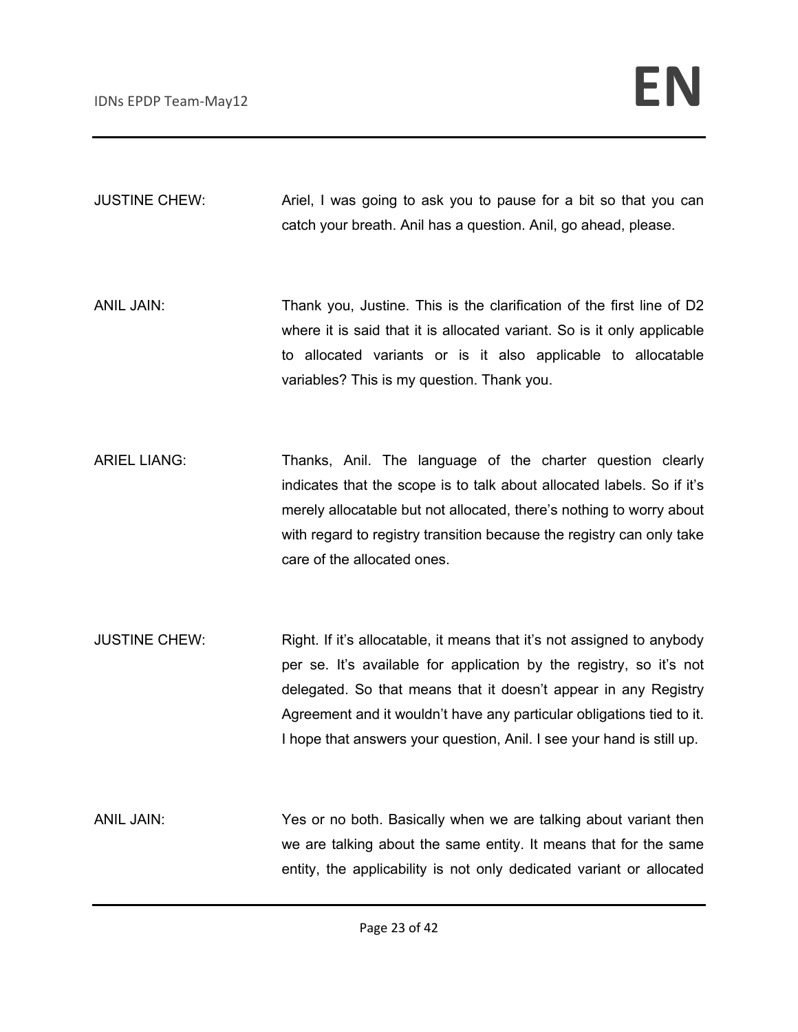JUSTINE CHEW: Ariel, I was going to ask you to pause for a bit so that you can catch your breath. Anil has a question. Anil, go ahead, please.

ANIL JAIN: Thank you, Justine. This is the clarification of the first line of D2 where it is said that it is allocated variant. So is it only applicable to allocated variants or is it also applicable to allocatable variables? This is my question. Thank you.

ARIEL LIANG: Thanks, Anil. The language of the charter question clearly indicates that the scope is to talk about allocated labels. So if it's merely allocatable but not allocated, there's nothing to worry about with regard to registry transition because the registry can only take care of the allocated ones.

JUSTINE CHEW: Right. If it's allocatable, it means that it's not assigned to anybody per se. It's available for application by the registry, so it's not delegated. So that means that it doesn't appear in any Registry Agreement and it wouldn't have any particular obligations tied to it. I hope that answers your question, Anil. I see your hand is still up.

ANIL JAIN: Yes or no both. Basically when we are talking about variant then we are talking about the same entity. It means that for the same entity, the applicability is not only dedicated variant or allocated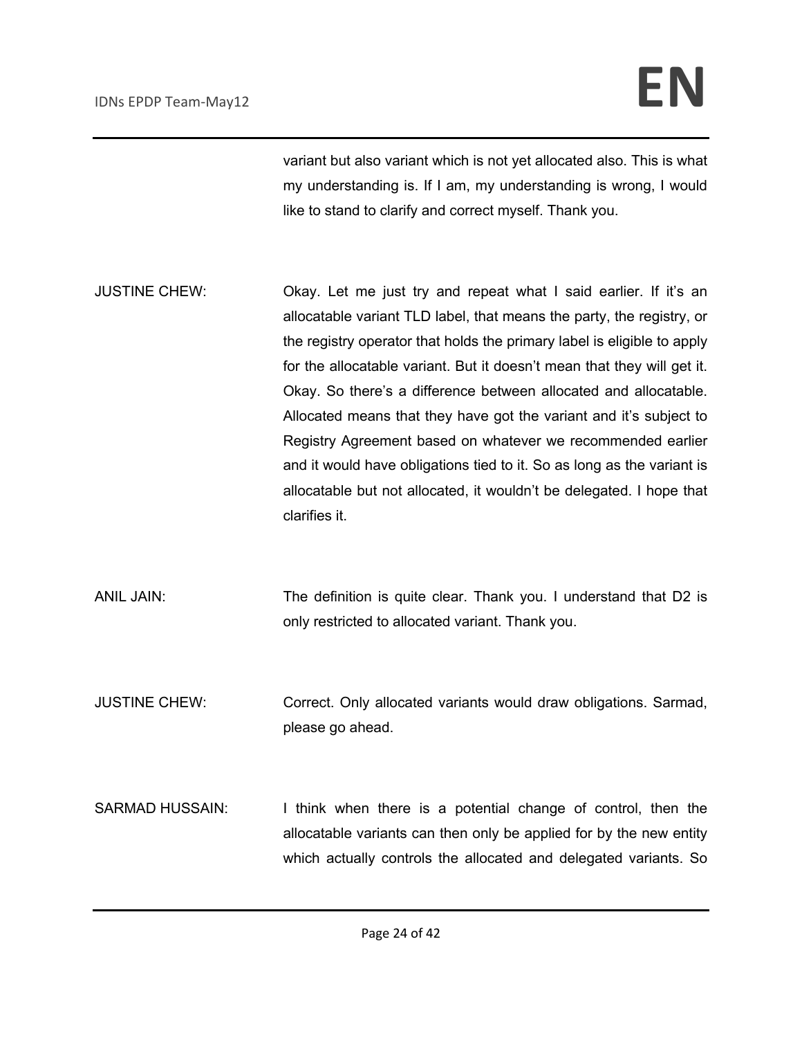variant but also variant which is not yet allocated also. This is what my understanding is. If I am, my understanding is wrong, I would like to stand to clarify and correct myself. Thank you.

JUSTINE CHEW: Okay. Let me just try and repeat what I said earlier. If it's an allocatable variant TLD label, that means the party, the registry, or the registry operator that holds the primary label is eligible to apply for the allocatable variant. But it doesn't mean that they will get it. Okay. So there's a difference between allocated and allocatable. Allocated means that they have got the variant and it's subject to Registry Agreement based on whatever we recommended earlier and it would have obligations tied to it. So as long as the variant is allocatable but not allocated, it wouldn't be delegated. I hope that clarifies it.

ANIL JAIN: The definition is quite clear. Thank you. I understand that D2 is only restricted to allocated variant. Thank you.

JUSTINE CHEW: Correct. Only allocated variants would draw obligations. Sarmad, please go ahead.

SARMAD HUSSAIN: I think when there is a potential change of control, then the allocatable variants can then only be applied for by the new entity which actually controls the allocated and delegated variants. So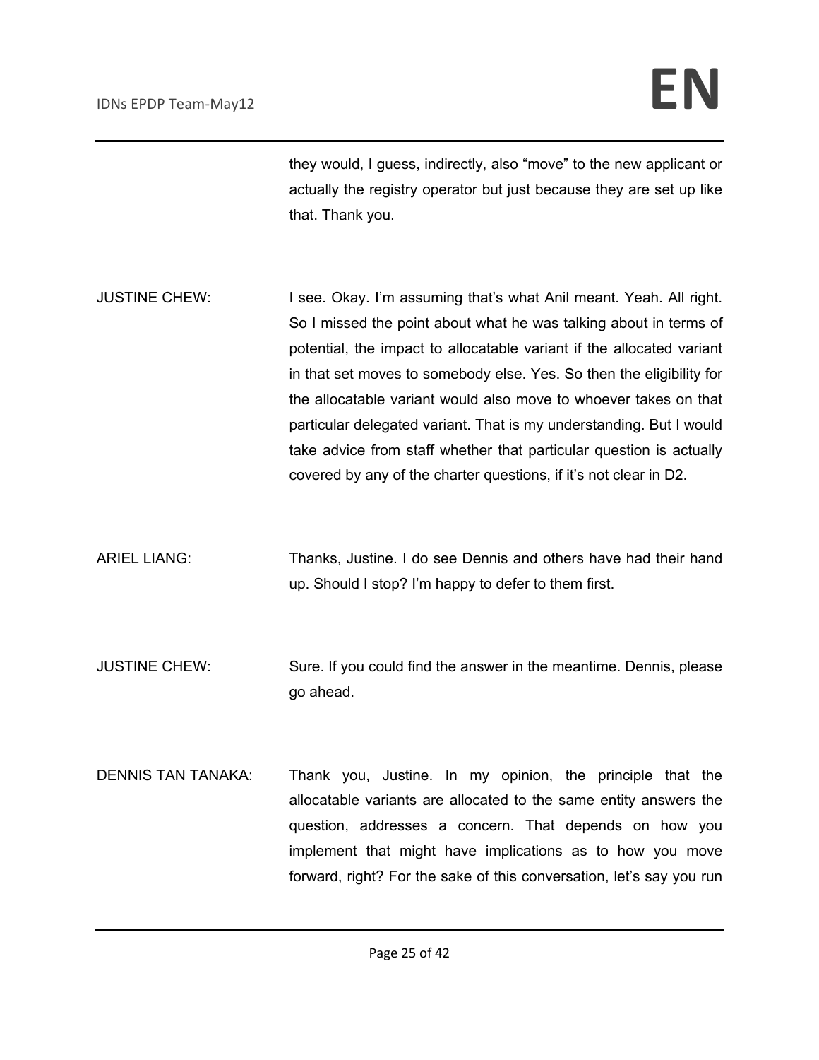they would, I guess, indirectly, also "move" to the new applicant or actually the registry operator but just because they are set up like that. Thank you.

JUSTINE CHEW: I see. Okay. I'm assuming that's what Anil meant. Yeah. All right. So I missed the point about what he was talking about in terms of potential, the impact to allocatable variant if the allocated variant in that set moves to somebody else. Yes. So then the eligibility for the allocatable variant would also move to whoever takes on that particular delegated variant. That is my understanding. But I would take advice from staff whether that particular question is actually covered by any of the charter questions, if it's not clear in D2.

ARIEL LIANG: Thanks, Justine. I do see Dennis and others have had their hand up. Should I stop? I'm happy to defer to them first.

JUSTINE CHEW: Sure. If you could find the answer in the meantime. Dennis, please go ahead.

DENNIS TAN TANAKA: Thank you, Justine. In my opinion, the principle that the allocatable variants are allocated to the same entity answers the question, addresses a concern. That depends on how you implement that might have implications as to how you move forward, right? For the sake of this conversation, let's say you run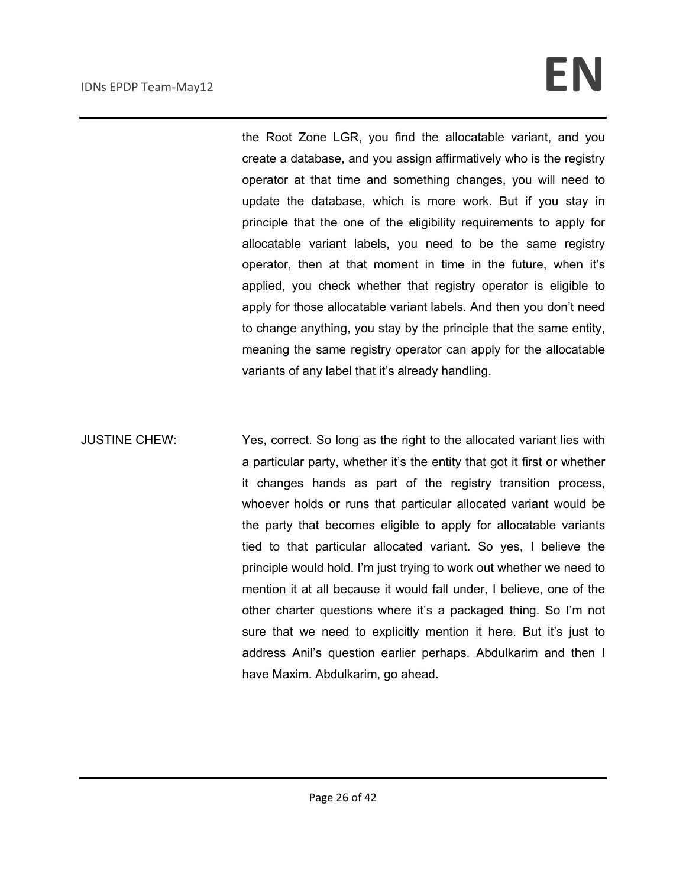the Root Zone LGR, you find the allocatable variant, and you create a database, and you assign affirmatively who is the registry operator at that time and something changes, you will need to update the database, which is more work. But if you stay in principle that the one of the eligibility requirements to apply for allocatable variant labels, you need to be the same registry operator, then at that moment in time in the future, when it's applied, you check whether that registry operator is eligible to apply for those allocatable variant labels. And then you don't need to change anything, you stay by the principle that the same entity, meaning the same registry operator can apply for the allocatable variants of any label that it's already handling.

JUSTINE CHEW: Yes, correct. So long as the right to the allocated variant lies with a particular party, whether it's the entity that got it first or whether it changes hands as part of the registry transition process, whoever holds or runs that particular allocated variant would be the party that becomes eligible to apply for allocatable variants tied to that particular allocated variant. So yes, I believe the principle would hold. I'm just trying to work out whether we need to mention it at all because it would fall under, I believe, one of the other charter questions where it's a packaged thing. So I'm not sure that we need to explicitly mention it here. But it's just to address Anil's question earlier perhaps. Abdulkarim and then I have Maxim. Abdulkarim, go ahead.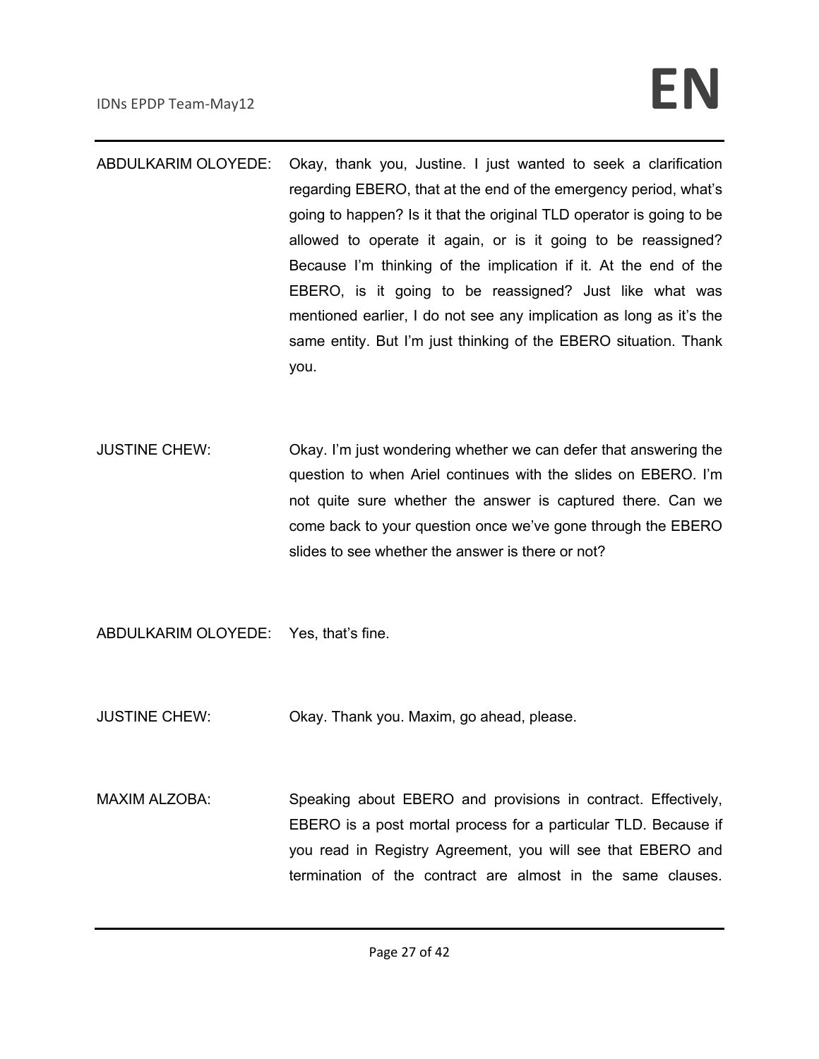ABDULKARIM OLOYEDE: Okay, thank you, Justine. I just wanted to seek a clarification regarding EBERO, that at the end of the emergency period, what's going to happen? Is it that the original TLD operator is going to be allowed to operate it again, or is it going to be reassigned? Because I'm thinking of the implication if it. At the end of the EBERO, is it going to be reassigned? Just like what was mentioned earlier, I do not see any implication as long as it's the same entity. But I'm just thinking of the EBERO situation. Thank you.

JUSTINE CHEW: Okay. I'm just wondering whether we can defer that answering the question to when Ariel continues with the slides on EBERO. I'm not quite sure whether the answer is captured there. Can we come back to your question once we've gone through the EBERO slides to see whether the answer is there or not?

ABDULKARIM OLOYEDE: Yes, that's fine.

JUSTINE CHEW: Okay. Thank you. Maxim, go ahead, please.

MAXIM ALZOBA: Speaking about EBERO and provisions in contract. Effectively, EBERO is a post mortal process for a particular TLD. Because if you read in Registry Agreement, you will see that EBERO and termination of the contract are almost in the same clauses.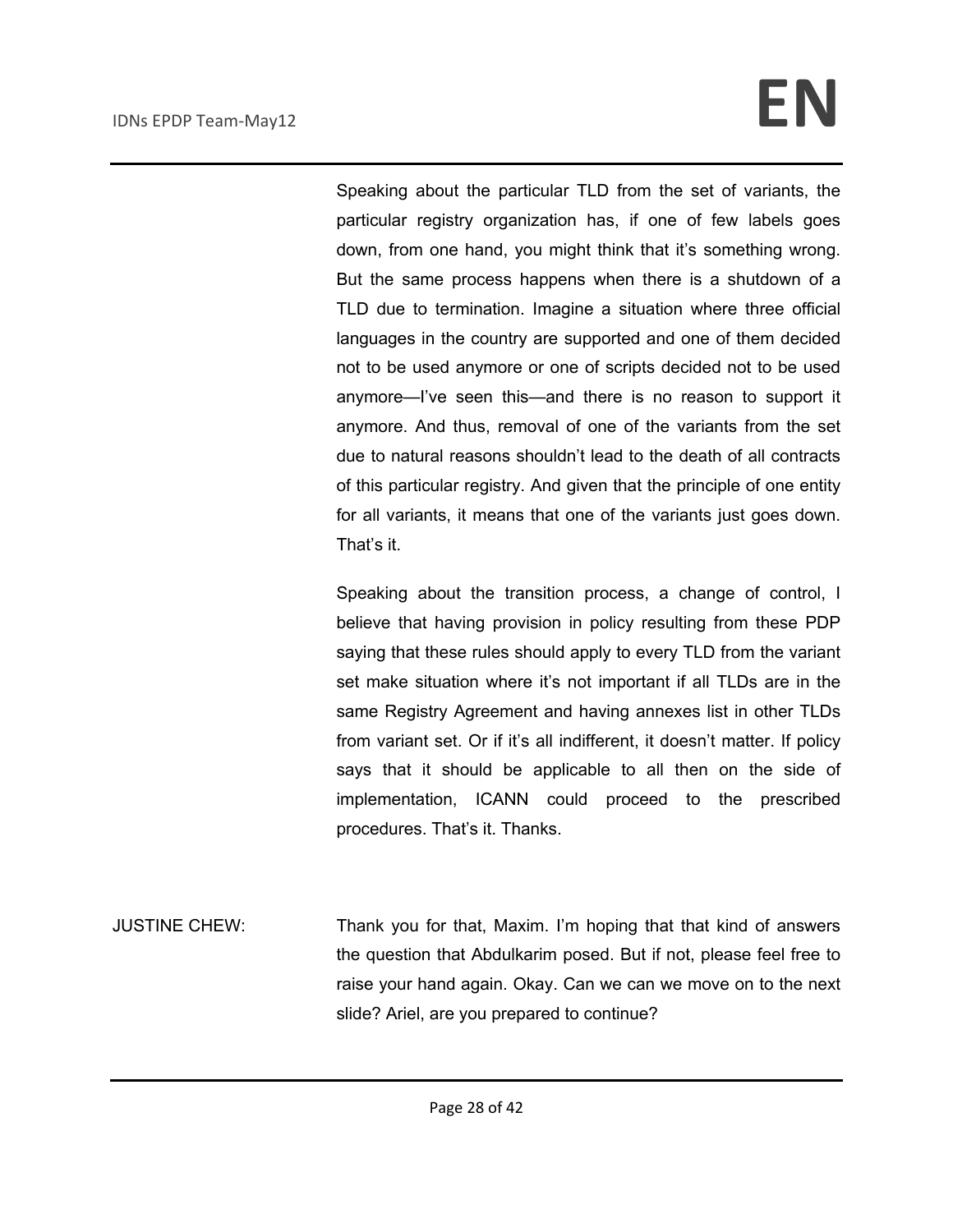Speaking about the particular TLD from the set of variants, the particular registry organization has, if one of few labels goes down, from one hand, you might think that it's something wrong. But the same process happens when there is a shutdown of a TLD due to termination. Imagine a situation where three official languages in the country are supported and one of them decided not to be used anymore or one of scripts decided not to be used anymore—I've seen this—and there is no reason to support it anymore. And thus, removal of one of the variants from the set due to natural reasons shouldn't lead to the death of all contracts of this particular registry. And given that the principle of one entity for all variants, it means that one of the variants just goes down. That's it.

Speaking about the transition process, a change of control, I believe that having provision in policy resulting from these PDP saying that these rules should apply to every TLD from the variant set make situation where it's not important if all TLDs are in the same Registry Agreement and having annexes list in other TLDs from variant set. Or if it's all indifferent, it doesn't matter. If policy says that it should be applicable to all then on the side of implementation, ICANN could proceed to the prescribed procedures. That's it. Thanks.

JUSTINE CHEW: Thank you for that, Maxim. I'm hoping that that kind of answers the question that Abdulkarim posed. But if not, please feel free to raise your hand again. Okay. Can we can we move on to the next slide? Ariel, are you prepared to continue?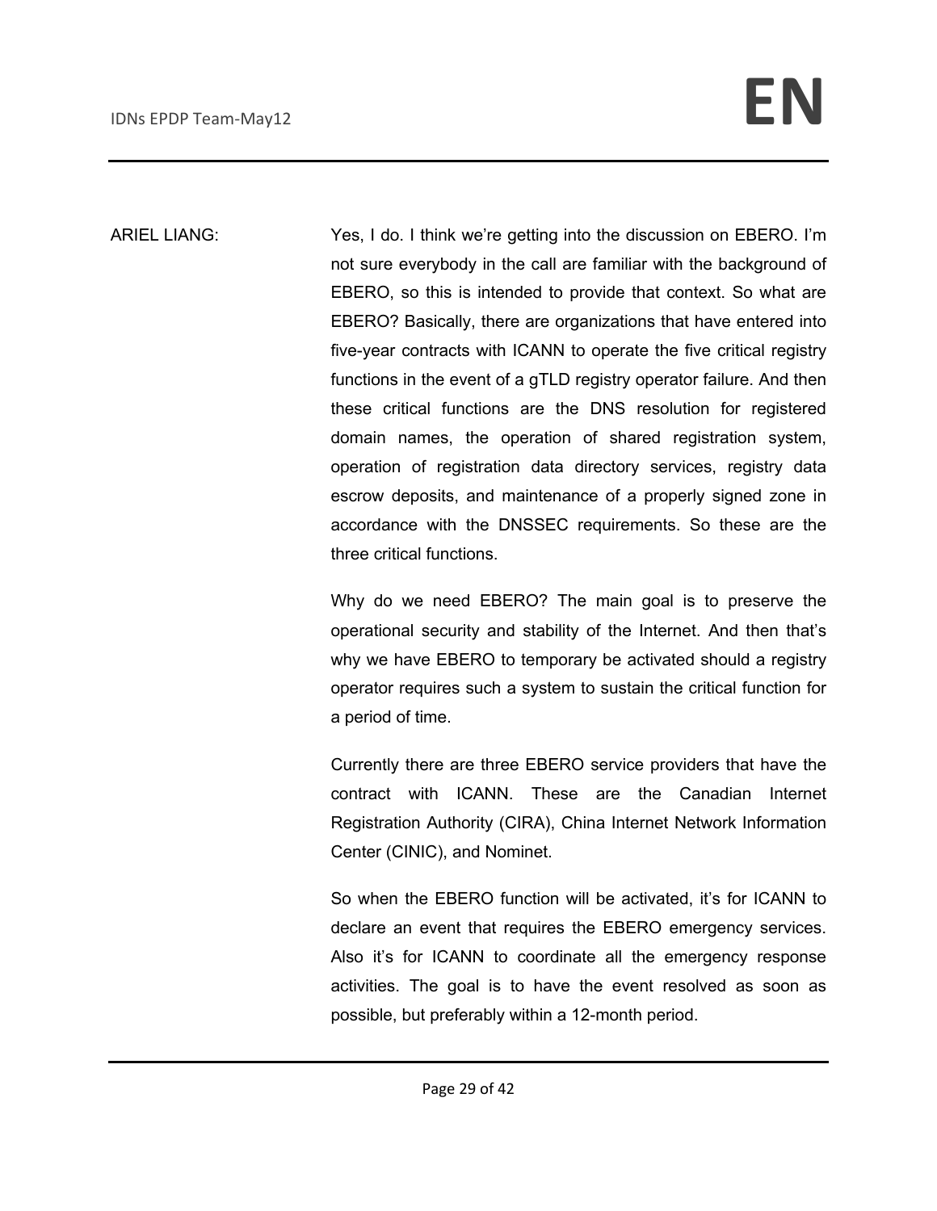ARIEL LIANG: Yes, I do. I think we're getting into the discussion on EBERO. I'm not sure everybody in the call are familiar with the background of EBERO, so this is intended to provide that context. So what are EBERO? Basically, there are organizations that have entered into five-year contracts with ICANN to operate the five critical registry functions in the event of a gTLD registry operator failure. And then these critical functions are the DNS resolution for registered domain names, the operation of shared registration system, operation of registration data directory services, registry data escrow deposits, and maintenance of a properly signed zone in accordance with the DNSSEC requirements. So these are the three critical functions.

Why do we need EBERO? The main goal is to preserve the operational security and stability of the Internet. And then that's why we have EBERO to temporary be activated should a registry operator requires such a system to sustain the critical function for a period of time.

Currently there are three EBERO service providers that have the contract with ICANN. These are the Canadian Internet Registration Authority (CIRA), China Internet Network Information Center (CINIC), and Nominet.

So when the EBERO function will be activated, it's for ICANN to declare an event that requires the EBERO emergency services. Also it's for ICANN to coordinate all the emergency response activities. The goal is to have the event resolved as soon as possible, but preferably within a 12-month period.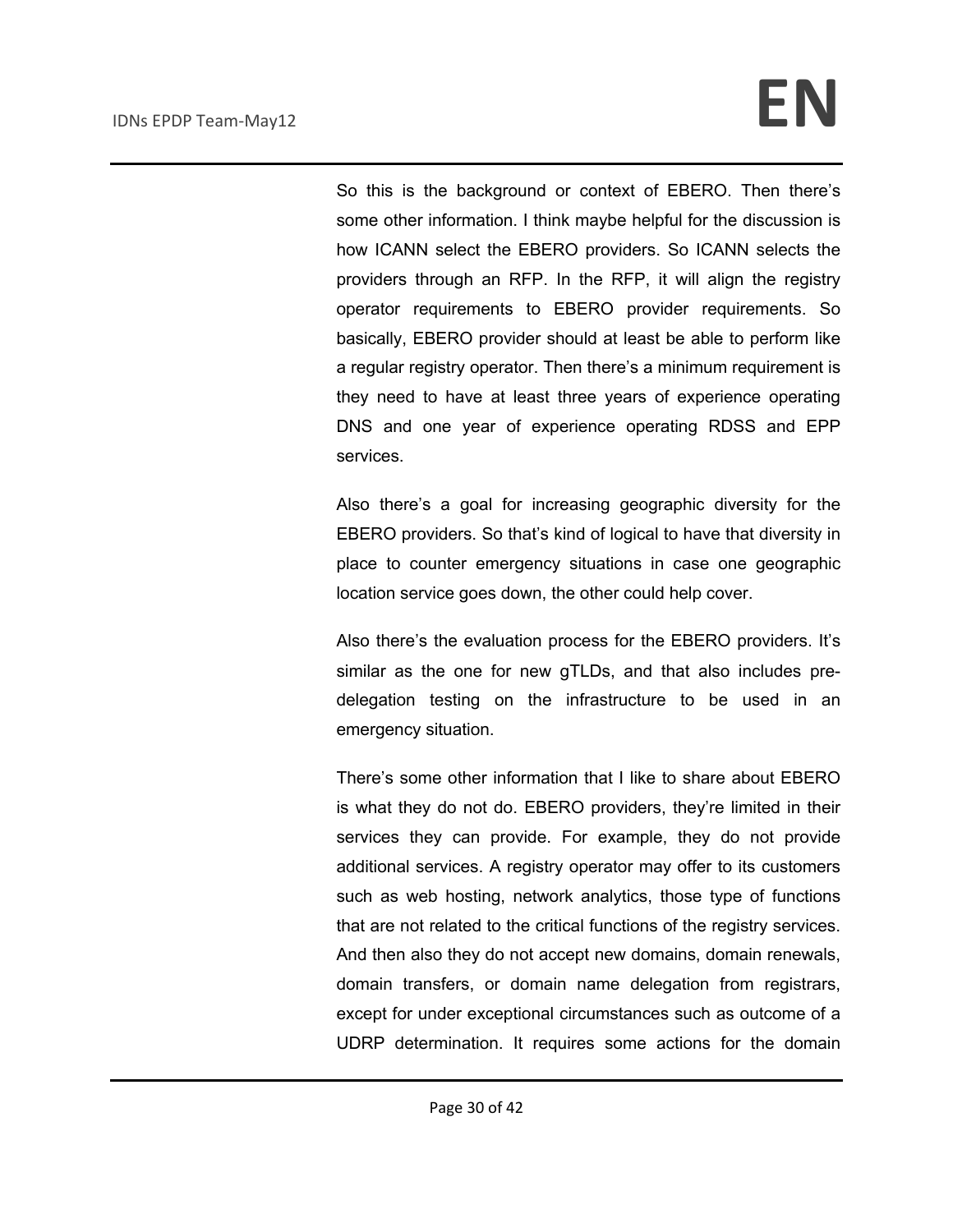So this is the background or context of EBERO. Then there's some other information. I think maybe helpful for the discussion is how ICANN select the EBERO providers. So ICANN selects the providers through an RFP. In the RFP, it will align the registry operator requirements to EBERO provider requirements. So basically, EBERO provider should at least be able to perform like a regular registry operator. Then there's a minimum requirement is they need to have at least three years of experience operating DNS and one year of experience operating RDSS and EPP services.

Also there's a goal for increasing geographic diversity for the EBERO providers. So that's kind of logical to have that diversity in place to counter emergency situations in case one geographic location service goes down, the other could help cover.

Also there's the evaluation process for the EBERO providers. It's similar as the one for new gTLDs, and that also includes pre-delegation testing on the infrastructure to be used in an emergency situation.

There's some other information that I like to share about EBERO is what they do not do. EBERO providers, they're limited in their services they can provide. For example, they do not provide additional services. A registry operator may offer to its customers such as web hosting, network analytics, those type of functions that are not related to the critical functions of the registry services. And then also they do not accept new domains, domain renewals, domain transfers, or domain name delegation from registrars, except for under exceptional circumstances such as outcome of a UDRP determination. It requires some actions for the domain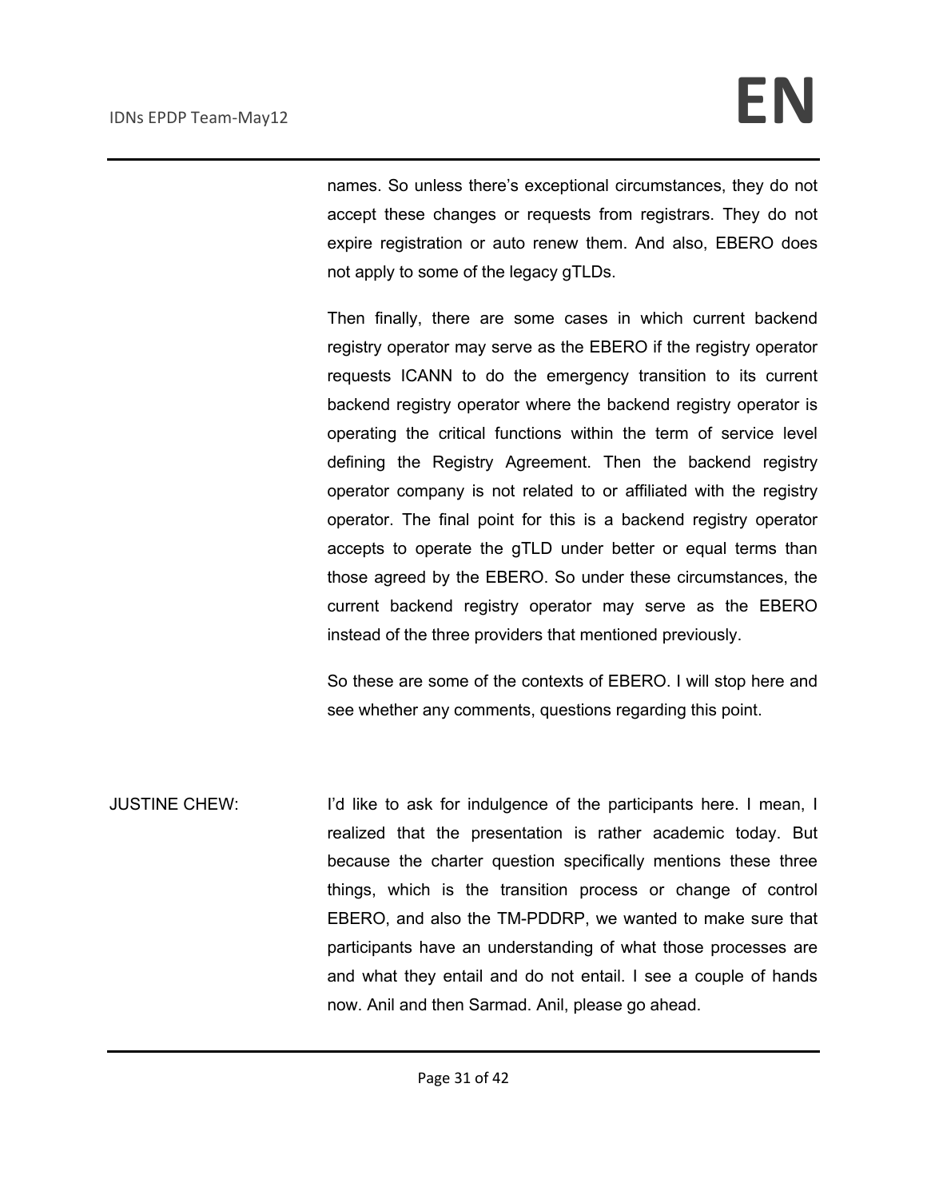names. So unless there's exceptional circumstances, they do not accept these changes or requests from registrars. They do not expire registration or auto renew them. And also, EBERO does not apply to some of the legacy gTLDs.

Then finally, there are some cases in which current backend registry operator may serve as the EBERO if the registry operator requests ICANN to do the emergency transition to its current backend registry operator where the backend registry operator is operating the critical functions within the term of service level defining the Registry Agreement. Then the backend registry operator company is not related to or affiliated with the registry operator. The final point for this is a backend registry operator accepts to operate the gTLD under better or equal terms than those agreed by the EBERO. So under these circumstances, the current backend registry operator may serve as the EBERO instead of the three providers that mentioned previously.

So these are some of the contexts of EBERO. I will stop here and see whether any comments, questions regarding this point.

JUSTINE CHEW: I'd like to ask for indulgence of the participants here. I mean, I realized that the presentation is rather academic today. But because the charter question specifically mentions these three things, which is the transition process or change of control EBERO, and also the TM-PDDRP, we wanted to make sure that participants have an understanding of what those processes are and what they entail and do not entail. I see a couple of hands now. Anil and then Sarmad. Anil, please go ahead.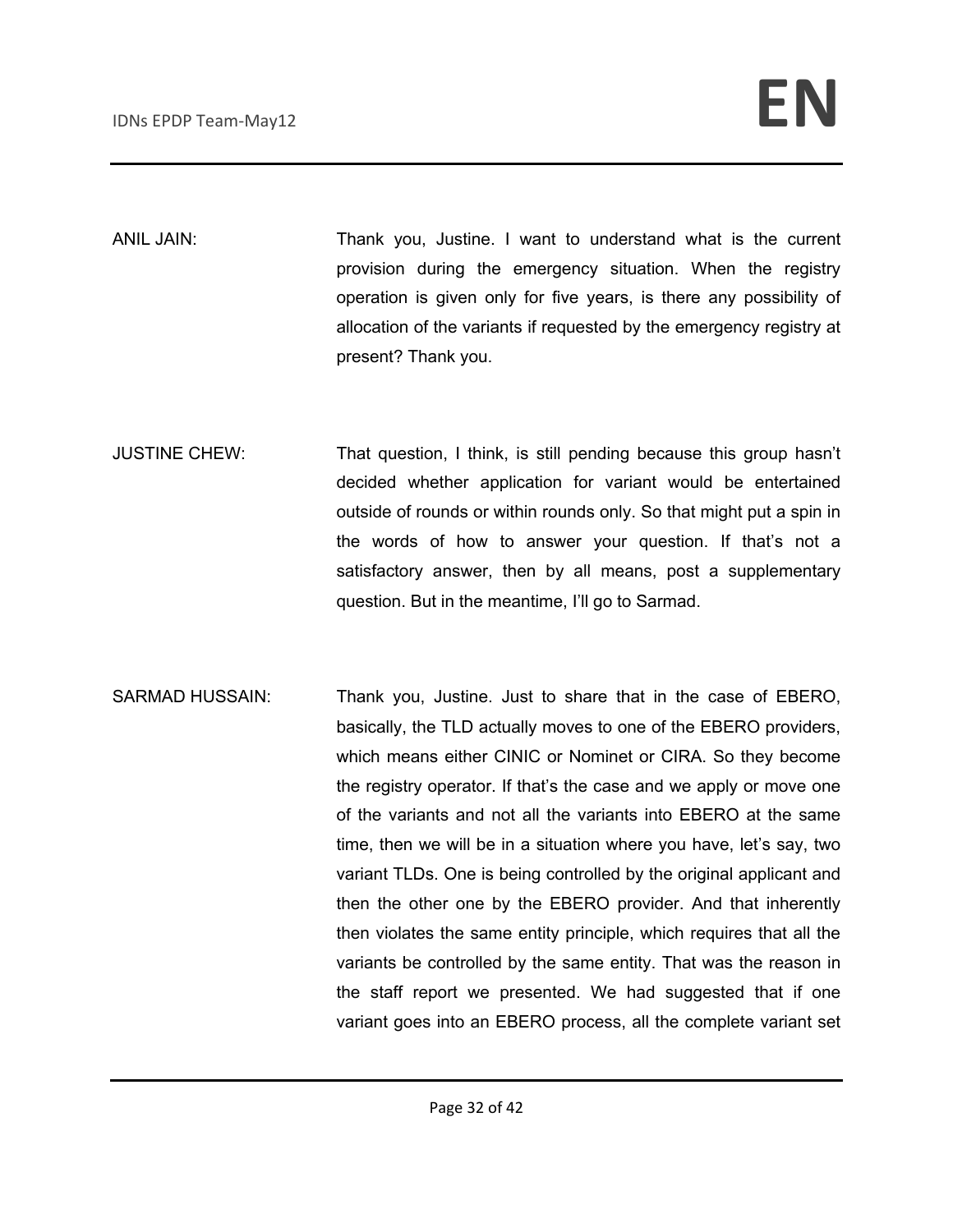ANIL JAIN: Thank you, Justine. I want to understand what is the current provision during the emergency situation. When the registry operation is given only for five years, is there any possibility of allocation of the variants if requested by the emergency registry at present? Thank you.

JUSTINE CHEW: That question, I think, is still pending because this group hasn't decided whether application for variant would be entertained outside of rounds or within rounds only. So that might put a spin in the words of how to answer your question. If that's not a satisfactory answer, then by all means, post a supplementary question. But in the meantime, I'll go to Sarmad.

SARMAD HUSSAIN: Thank you, Justine. Just to share that in the case of EBERO, basically, the TLD actually moves to one of the EBERO providers, which means either CINIC or Nominet or CIRA. So they become the registry operator. If that's the case and we apply or move one of the variants and not all the variants into EBERO at the same time, then we will be in a situation where you have, let's say, two variant TLDs. One is being controlled by the original applicant and then the other one by the EBERO provider. And that inherently then violates the same entity principle, which requires that all the variants be controlled by the same entity. That was the reason in the staff report we presented. We had suggested that if one variant goes into an EBERO process, all the complete variant set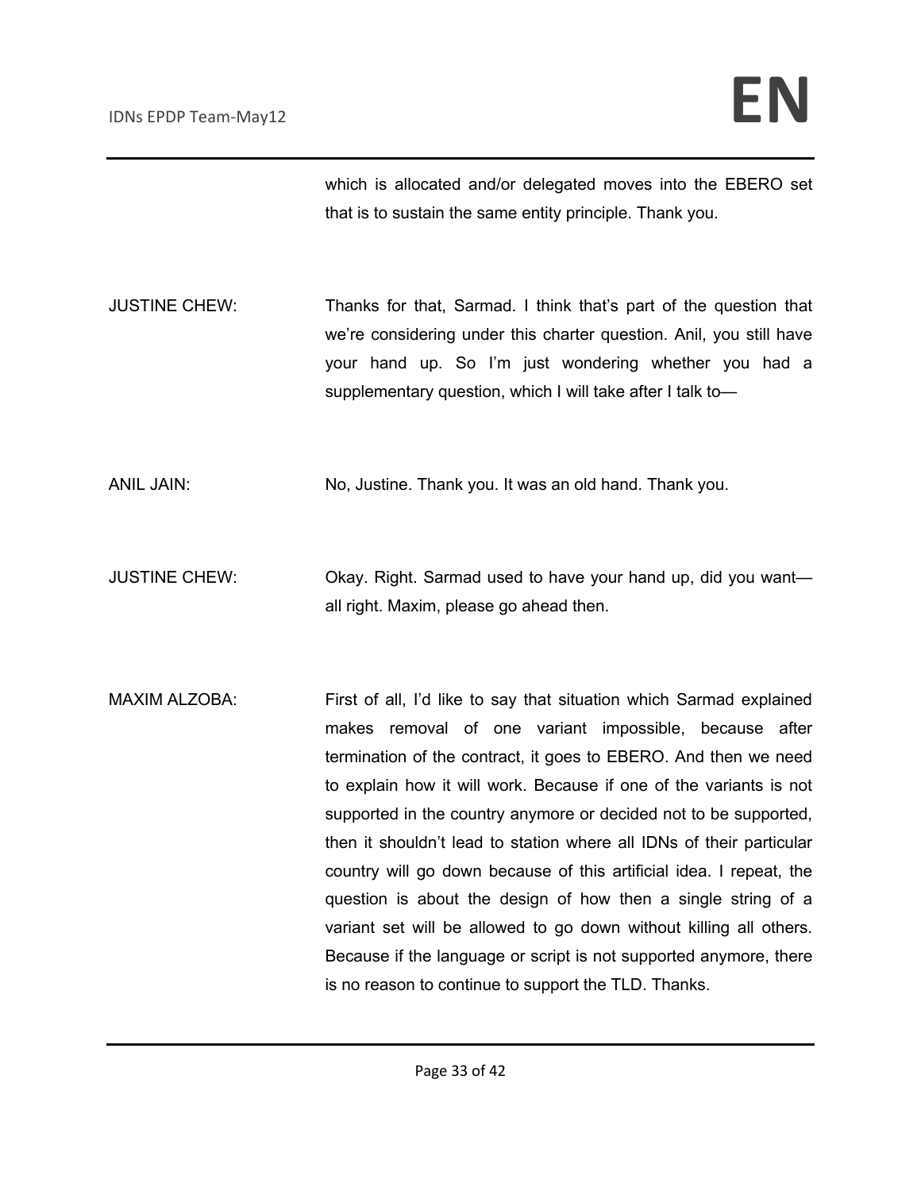which is allocated and/or delegated moves into the EBERO set that is to sustain the same entity principle. Thank you.

JUSTINE CHEW: Thanks for that, Sarmad. I think that's part of the question that we're considering under this charter question. Anil, you still have your hand up. So I'm just wondering whether you had a supplementary question, which I will take after I talk to—

ANIL JAIN: No, Justine. Thank you. It was an old hand. Thank you.

JUSTINE CHEW: Okay. Right. Sarmad used to have your hand up, did you want—all right. Maxim, please go ahead then.

MAXIM ALZOBA: First of all, I'd like to say that situation which Sarmad explained makes removal of one variant impossible, because after termination of the contract, it goes to EBERO. And then we need to explain how it will work. Because if one of the variants is not supported in the country anymore or decided not to be supported, then it shouldn't lead to station where all IDNs of their particular country will go down because of this artificial idea. I repeat, the question is about the design of how then a single string of a variant set will be allowed to go down without killing all others. Because if the language or script is not supported anymore, there is no reason to continue to support the TLD. Thanks.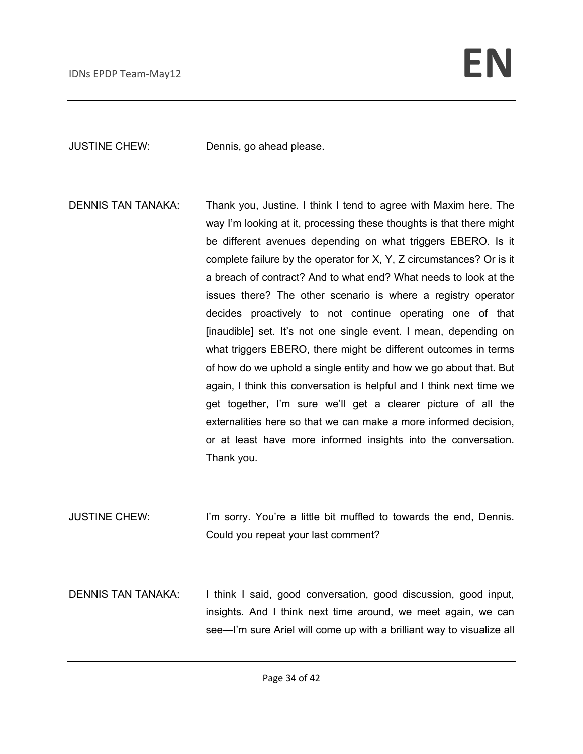JUSTINE CHEW: Dennis, go ahead please.

DENNIS TAN TANAKA: Thank you, Justine. I think I tend to agree with Maxim here. The way I'm looking at it, processing these thoughts is that there might be different avenues depending on what triggers EBERO. Is it complete failure by the operator for X, Y, Z circumstances? Or is it a breach of contract? And to what end? What needs to look at the issues there? The other scenario is where a registry operator decides proactively to not continue operating one of that [inaudible] set. It's not one single event. I mean, depending on what triggers EBERO, there might be different outcomes in terms of how do we uphold a single entity and how we go about that. But again, I think this conversation is helpful and I think next time we get together, I'm sure we'll get a clearer picture of all the externalities here so that we can make a more informed decision, or at least have more informed insights into the conversation. Thank you.

JUSTINE CHEW: I'm sorry. You're a little bit muffled to towards the end, Dennis. Could you repeat your last comment?

DENNIS TAN TANAKA: I think I said, good conversation, good discussion, good input, insights. And I think next time around, we meet again, we can see—I'm sure Ariel will come up with a brilliant way to visualize all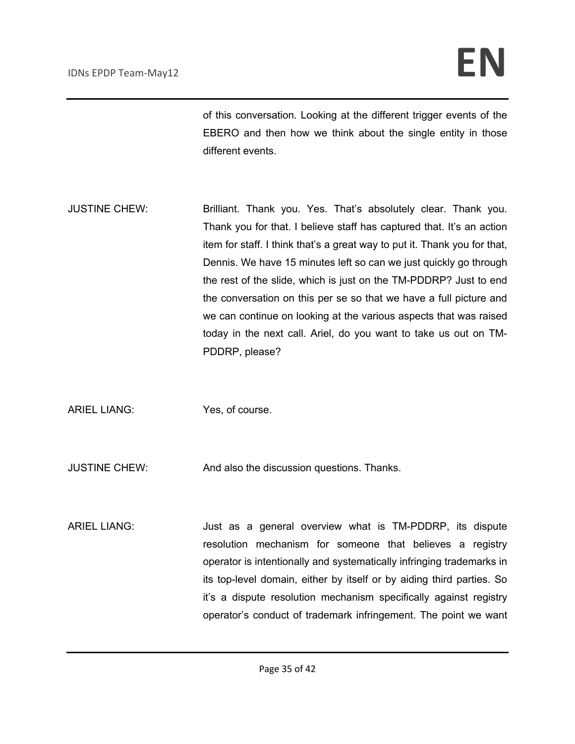of this conversation. Looking at the different trigger events of the EBERO and then how we think about the single entity in those different events.

JUSTINE CHEW: Brilliant. Thank you. Yes. That's absolutely clear. Thank you. Thank you for that. I believe staff has captured that. It's an action item for staff. I think that's a great way to put it. Thank you for that, Dennis. We have 15 minutes left so can we just quickly go through the rest of the slide, which is just on the TM-PDDRP? Just to end the conversation on this per se so that we have a full picture and we can continue on looking at the various aspects that was raised today in the next call. Ariel, do you want to take us out on TM-PDDRP, please?

ARIEL LIANG: Yes, of course.

JUSTINE CHEW: And also the discussion questions. Thanks.

ARIEL LIANG: Just as a general overview what is TM-PDDRP, its dispute resolution mechanism for someone that believes a registry operator is intentionally and systematically infringing trademarks in its top-level domain, either by itself or by aiding third parties. So it's a dispute resolution mechanism specifically against registry operator's conduct of trademark infringement. The point we want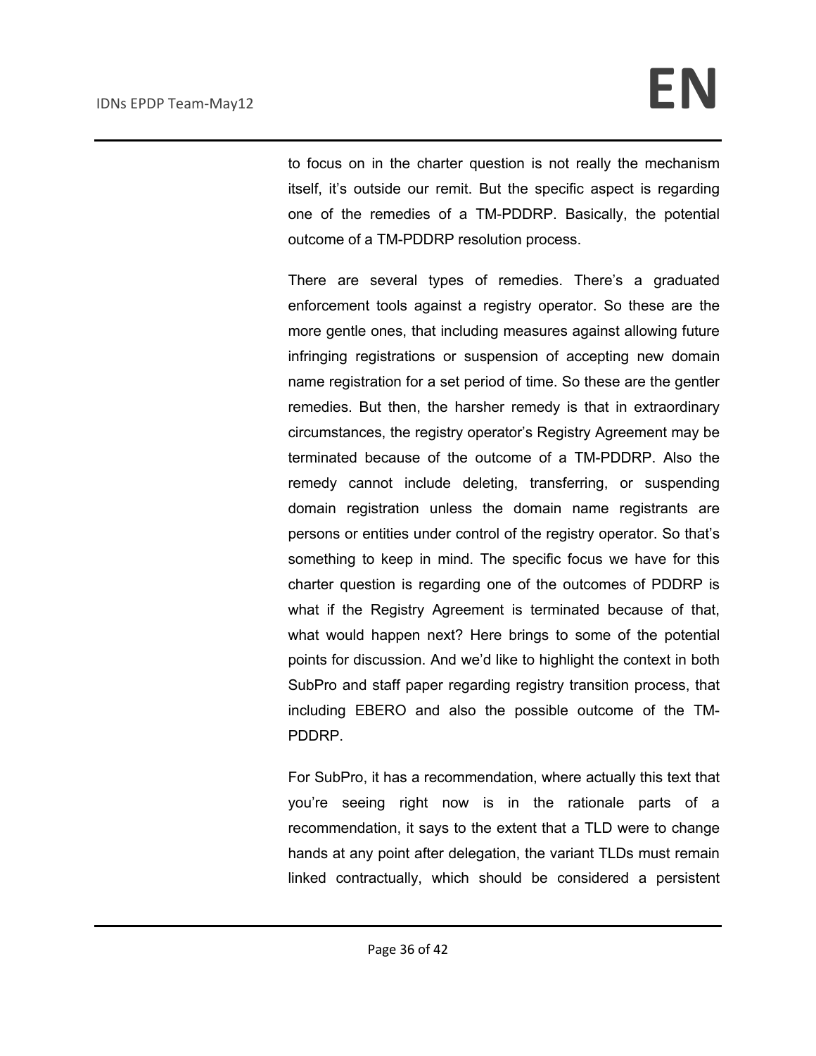to focus on in the charter question is not really the mechanism itself, it's outside our remit. But the specific aspect is regarding one of the remedies of a TM-PDDRP. Basically, the potential outcome of a TM-PDDRP resolution process.

There are several types of remedies. There's a graduated enforcement tools against a registry operator. So these are the more gentle ones, that including measures against allowing future infringing registrations or suspension of accepting new domain name registration for a set period of time. So these are the gentler remedies. But then, the harsher remedy is that in extraordinary circumstances, the registry operator's Registry Agreement may be terminated because of the outcome of a TM-PDDRP. Also the remedy cannot include deleting, transferring, or suspending domain registration unless the domain name registrants are persons or entities under control of the registry operator. So that's something to keep in mind. The specific focus we have for this charter question is regarding one of the outcomes of PDDRP is what if the Registry Agreement is terminated because of that, what would happen next? Here brings to some of the potential points for discussion. And we'd like to highlight the context in both SubPro and staff paper regarding registry transition process, that including EBERO and also the possible outcome of the TM-PDDRP.

For SubPro, it has a recommendation, where actually this text that you're seeing right now is in the rationale parts of a recommendation, it says to the extent that a TLD were to change hands at any point after delegation, the variant TLDs must remain linked contractually, which should be considered a persistent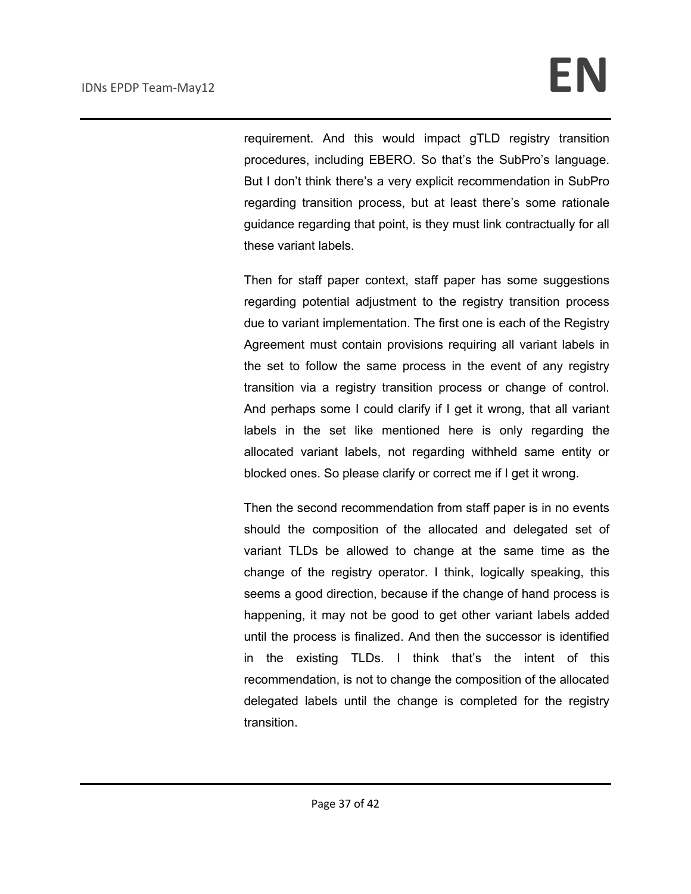requirement. And this would impact gTLD registry transition procedures, including EBERO. So that's the SubPro's language. But I don't think there's a very explicit recommendation in SubPro regarding transition process, but at least there's some rationale guidance regarding that point, is they must link contractually for all these variant labels.

Then for staff paper context, staff paper has some suggestions regarding potential adjustment to the registry transition process due to variant implementation. The first one is each of the Registry Agreement must contain provisions requiring all variant labels in the set to follow the same process in the event of any registry transition via a registry transition process or change of control. And perhaps some I could clarify if I get it wrong, that all variant labels in the set like mentioned here is only regarding the allocated variant labels, not regarding withheld same entity or blocked ones. So please clarify or correct me if I get it wrong.

Then the second recommendation from staff paper is in no events should the composition of the allocated and delegated set of variant TLDs be allowed to change at the same time as the change of the registry operator. I think, logically speaking, this seems a good direction, because if the change of hand process is happening, it may not be good to get other variant labels added until the process is finalized. And then the successor is identified in the existing TLDs. I think that's the intent of this recommendation, is not to change the composition of the allocated delegated labels until the change is completed for the registry transition.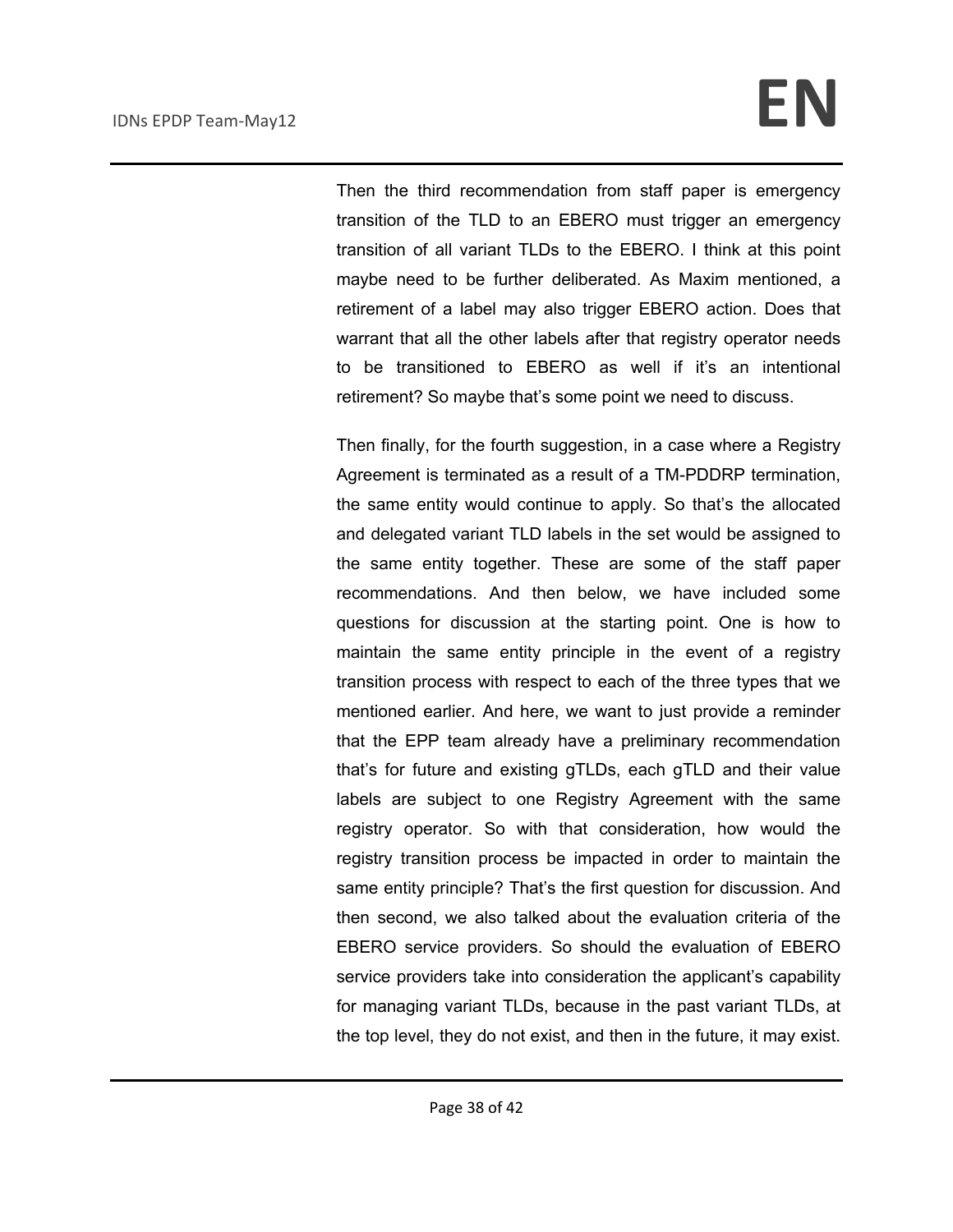Then the third recommendation from staff paper is emergency transition of the TLD to an EBERO must trigger an emergency transition of all variant TLDs to the EBERO. I think at this point maybe need to be further deliberated. As Maxim mentioned, a retirement of a label may also trigger EBERO action. Does that warrant that all the other labels after that registry operator needs to be transitioned to EBERO as well if it's an intentional retirement? So maybe that's some point we need to discuss.

Then finally, for the fourth suggestion, in a case where a Registry Agreement is terminated as a result of a TM-PDDRP termination, the same entity would continue to apply. So that's the allocated and delegated variant TLD labels in the set would be assigned to the same entity together. These are some of the staff paper recommendations. And then below, we have included some questions for discussion at the starting point. One is how to maintain the same entity principle in the event of a registry transition process with respect to each of the three types that we mentioned earlier. And here, we want to just provide a reminder that the EPP team already have a preliminary recommendation that's for future and existing gTLDs, each gTLD and their value labels are subject to one Registry Agreement with the same registry operator. So with that consideration, how would the registry transition process be impacted in order to maintain the same entity principle? That's the first question for discussion. And then second, we also talked about the evaluation criteria of the EBERO service providers. So should the evaluation of EBERO service providers take into consideration the applicant's capability for managing variant TLDs, because in the past variant TLDs, at the top level, they do not exist, and then in the future, it may exist.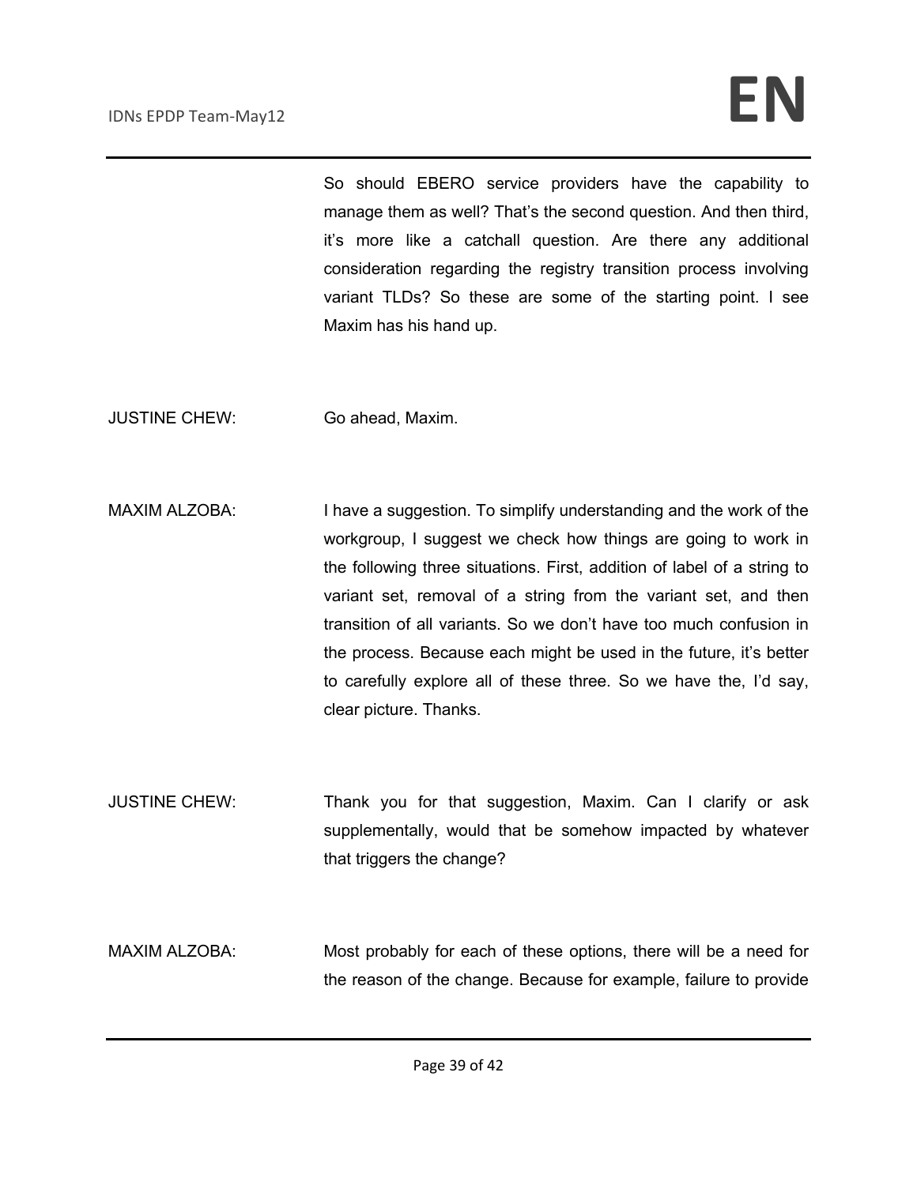So should EBERO service providers have the capability to manage them as well? That's the second question. And then third, it's more like a catchall question. Are there any additional consideration regarding the registry transition process involving variant TLDs? So these are some of the starting point. I see Maxim has his hand up.

JUSTINE CHEW: Go ahead, Maxim.

MAXIM ALZOBA: I have a suggestion. To simplify understanding and the work of the workgroup, I suggest we check how things are going to work in the following three situations. First, addition of label of a string to variant set, removal of a string from the variant set, and then transition of all variants. So we don't have too much confusion in the process. Because each might be used in the future, it's better to carefully explore all of these three. So we have the, I'd say, clear picture. Thanks.

JUSTINE CHEW: Thank you for that suggestion, Maxim. Can I clarify or ask supplementally, would that be somehow impacted by whatever that triggers the change?

MAXIM ALZOBA: Most probably for each of these options, there will be a need for the reason of the change. Because for example, failure to provide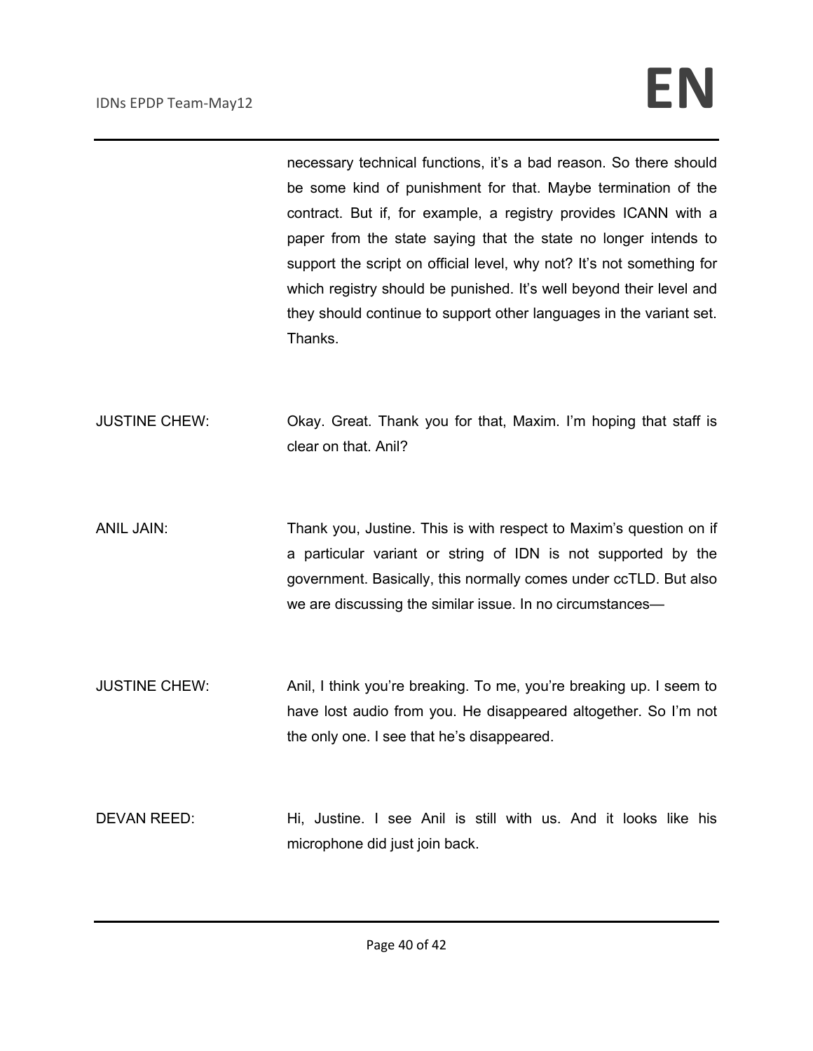necessary technical functions, it's a bad reason. So there should be some kind of punishment for that. Maybe termination of the contract. But if, for example, a registry provides ICANN with a paper from the state saying that the state no longer intends to support the script on official level, why not? It's not something for which registry should be punished. It's well beyond their level and they should continue to support other languages in the variant set. Thanks.

JUSTINE CHEW: Okay. Great. Thank you for that, Maxim. I'm hoping that staff is clear on that. Anil?

ANIL JAIN: Thank you, Justine. This is with respect to Maxim's question on if a particular variant or string of IDN is not supported by the government. Basically, this normally comes under ccTLD. But also we are discussing the similar issue. In no circumstances—

JUSTINE CHEW: Anil, I think you're breaking. To me, you're breaking up. I seem to have lost audio from you. He disappeared altogether. So I'm not the only one. I see that he's disappeared.

DEVAN REED: Hi, Justine. I see Anil is still with us. And it looks like his microphone did just join back.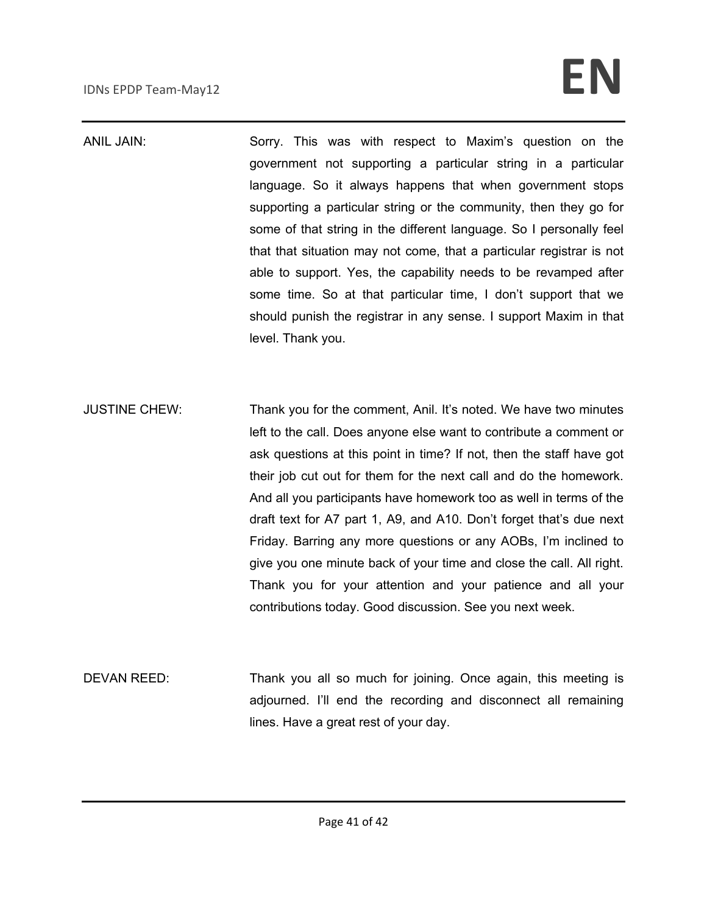ANIL JAIN: Sorry. This was with respect to Maxim's question on the government not supporting a particular string in a particular language. So it always happens that when government stops supporting a particular string or the community, then they go for some of that string in the different language. So I personally feel that that situation may not come, that a particular registrar is not able to support. Yes, the capability needs to be revamped after some time. So at that particular time, I don't support that we should punish the registrar in any sense. I support Maxim in that level. Thank you.

JUSTINE CHEW: Thank you for the comment, Anil. It's noted. We have two minutes left to the call. Does anyone else want to contribute a comment or ask questions at this point in time? If not, then the staff have got their job cut out for them for the next call and do the homework. And all you participants have homework too as well in terms of the draft text for A7 part 1, A9, and A10. Don't forget that's due next Friday. Barring any more questions or any AOBs, I'm inclined to give you one minute back of your time and close the call. All right. Thank you for your attention and your patience and all your contributions today. Good discussion. See you next week.

DEVAN REED: Thank you all so much for joining. Once again, this meeting is adjourned. I'll end the recording and disconnect all remaining lines. Have a great rest of your day.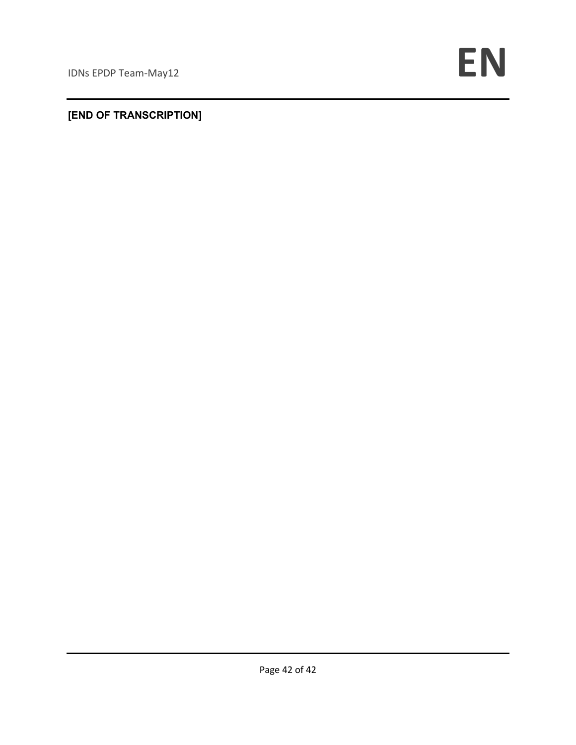**[END OF TRANSCRIPTION]**